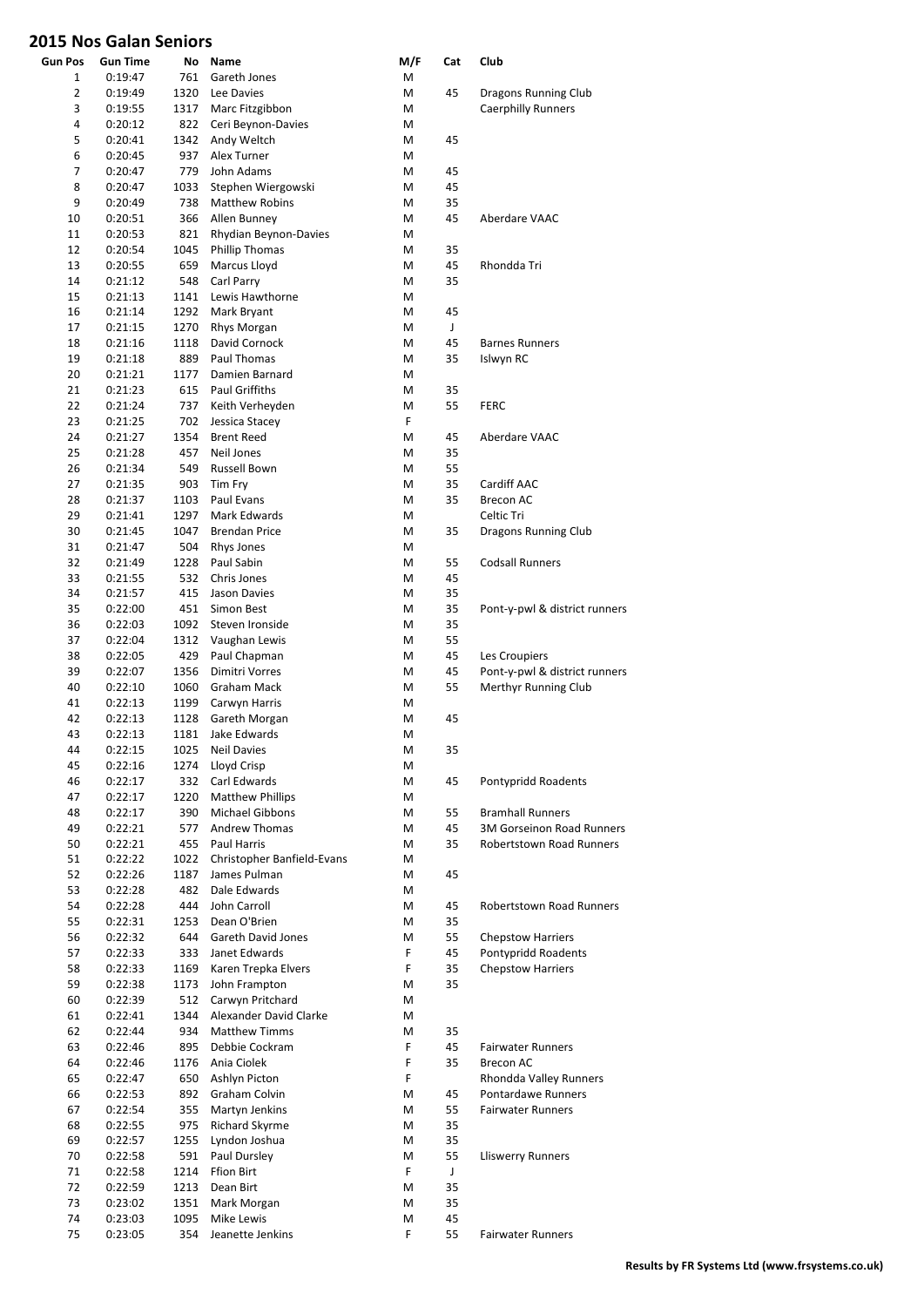# 2015 Nos Galan Seniors

| Gun Pos | Gun Time | No | Name | M/F | Cat | Club |
|---|---|---|---|---|---|---|
| 1 | 0:19:47 | 761 | Gareth Jones | M | | |
| 2 | 0:19:49 | 1320 | Lee Davies | M | 45 | Dragons Running Club |
| 3 | 0:19:55 | 1317 | Marc Fitzgibbon | M | | Caerphilly Runners |
| 4 | 0:20:12 | 822 | Ceri Beynon-Davies | M | | |
| 5 | 0:20:41 | 1342 | Andy Weltch | M | 45 | |
| 6 | 0:20:45 | 937 | Alex Turner | M | | |
| 7 | 0:20:47 | 779 | John Adams | M | 45 | |
| 8 | 0:20:47 | 1033 | Stephen Wiergowski | M | 45 | |
| 9 | 0:20:49 | 738 | Matthew Robins | M | 35 | |
| 10 | 0:20:51 | 366 | Allen Bunney | M | 45 | Aberdare VAAC |
| 11 | 0:20:53 | 821 | Rhydian Beynon-Davies | M | | |
| 12 | 0:20:54 | 1045 | Phillip Thomas | M | 35 | |
| 13 | 0:20:55 | 659 | Marcus Lloyd | M | 45 | Rhondda Tri |
| 14 | 0:21:12 | 548 | Carl Parry | M | 35 | |
| 15 | 0:21:13 | 1141 | Lewis Hawthorne | M | | |
| 16 | 0:21:14 | 1292 | Mark Bryant | M | 45 | |
| 17 | 0:21:15 | 1270 | Rhys Morgan | M | J | |
| 18 | 0:21:16 | 1118 | David Cornock | M | 45 | Barnes Runners |
| 19 | 0:21:18 | 889 | Paul Thomas | M | 35 | Islwyn RC |
| 20 | 0:21:21 | 1177 | Damien Barnard | M | | |
| 21 | 0:21:23 | 615 | Paul Griffiths | M | 35 | |
| 22 | 0:21:24 | 737 | Keith Verheyden | M | 55 | FERC |
| 23 | 0:21:25 | 702 | Jessica Stacey | F | | |
| 24 | 0:21:27 | 1354 | Brent Reed | M | 45 | Aberdare VAAC |
| 25 | 0:21:28 | 457 | Neil Jones | M | 35 | |
| 26 | 0:21:34 | 549 | Russell Bown | M | 55 | |
| 27 | 0:21:35 | 903 | Tim Fry | M | 35 | Cardiff AAC |
| 28 | 0:21:37 | 1103 | Paul Evans | M | 35 | Brecon AC |
| 29 | 0:21:41 | 1297 | Mark Edwards | M | | Celtic Tri |
| 30 | 0:21:45 | 1047 | Brendan Price | M | 35 | Dragons Running Club |
| 31 | 0:21:47 | 504 | Rhys Jones | M | | |
| 32 | 0:21:49 | 1228 | Paul Sabin | M | 55 | Codsall Runners |
| 33 | 0:21:55 | 532 | Chris Jones | M | 45 | |
| 34 | 0:21:57 | 415 | Jason Davies | M | 35 | |
| 35 | 0:22:00 | 451 | Simon Best | M | 35 | Pont-y-pwl & district runners |
| 36 | 0:22:03 | 1092 | Steven Ironside | M | 35 | |
| 37 | 0:22:04 | 1312 | Vaughan Lewis | M | 55 | |
| 38 | 0:22:05 | 429 | Paul Chapman | M | 45 | Les Croupiers |
| 39 | 0:22:07 | 1356 | Dimitri Vorres | M | 45 | Pont-y-pwl & district runners |
| 40 | 0:22:10 | 1060 | Graham Mack | M | 55 | Merthyr Running Club |
| 41 | 0:22:13 | 1199 | Carwyn Harris | M | | |
| 42 | 0:22:13 | 1128 | Gareth Morgan | M | 45 | |
| 43 | 0:22:13 | 1181 | Jake Edwards | M | | |
| 44 | 0:22:15 | 1025 | Neil Davies | M | 35 | |
| 45 | 0:22:16 | 1274 | Lloyd Crisp | M | | |
| 46 | 0:22:17 | 332 | Carl Edwards | M | 45 | Pontypridd Roadents |
| 47 | 0:22:17 | 1220 | Matthew Phillips | M | | |
| 48 | 0:22:17 | 390 | Michael Gibbons | M | 55 | Bramhall Runners |
| 49 | 0:22:21 | 577 | Andrew Thomas | M | 45 | 3M Gorseinon Road Runners |
| 50 | 0:22:21 | 455 | Paul Harris | M | 35 | Robertstown Road Runners |
| 51 | 0:22:22 | 1022 | Christopher Banfield-Evans | M | | |
| 52 | 0:22:26 | 1187 | James Pulman | M | 45 | |
| 53 | 0:22:28 | 482 | Dale Edwards | M | | |
| 54 | 0:22:28 | 444 | John Carroll | M | 45 | Robertstown Road Runners |
| 55 | 0:22:31 | 1253 | Dean O'Brien | M | 35 | |
| 56 | 0:22:32 | 644 | Gareth David Jones | M | 55 | Chepstow Harriers |
| 57 | 0:22:33 | 333 | Janet Edwards | F | 45 | Pontypridd Roadents |
| 58 | 0:22:33 | 1169 | Karen Trepka Elvers | F | 35 | Chepstow Harriers |
| 59 | 0:22:38 | 1173 | John Frampton | M | 35 | |
| 60 | 0:22:39 | 512 | Carwyn Pritchard | M | | |
| 61 | 0:22:41 | 1344 | Alexander David Clarke | M | | |
| 62 | 0:22:44 | 934 | Matthew Timms | M | 35 | |
| 63 | 0:22:46 | 895 | Debbie Cockram | F | 45 | Fairwater Runners |
| 64 | 0:22:46 | 1176 | Ania Ciolek | F | 35 | Brecon AC |
| 65 | 0:22:47 | 650 | Ashlyn Picton | F | | Rhondda Valley Runners |
| 66 | 0:22:53 | 892 | Graham Colvin | M | 45 | Pontardawe Runners |
| 67 | 0:22:54 | 355 | Martyn Jenkins | M | 55 | Fairwater Runners |
| 68 | 0:22:55 | 975 | Richard Skyrme | M | 35 | |
| 69 | 0:22:57 | 1255 | Lyndon Joshua | M | 35 | |
| 70 | 0:22:58 | 591 | Paul Dursley | M | 55 | Lliswerry Runners |
| 71 | 0:22:58 | 1214 | Ffion Birt | F | J | |
| 72 | 0:22:59 | 1213 | Dean Birt | M | 35 | |
| 73 | 0:23:02 | 1351 | Mark Morgan | M | 35 | |
| 74 | 0:23:03 | 1095 | Mike Lewis | M | 45 | |
| 75 | 0:23:05 | 354 | Jeanette Jenkins | F | 55 | Fairwater Runners |

**Results by FR Systems Ltd (www.frsystems.co.uk)**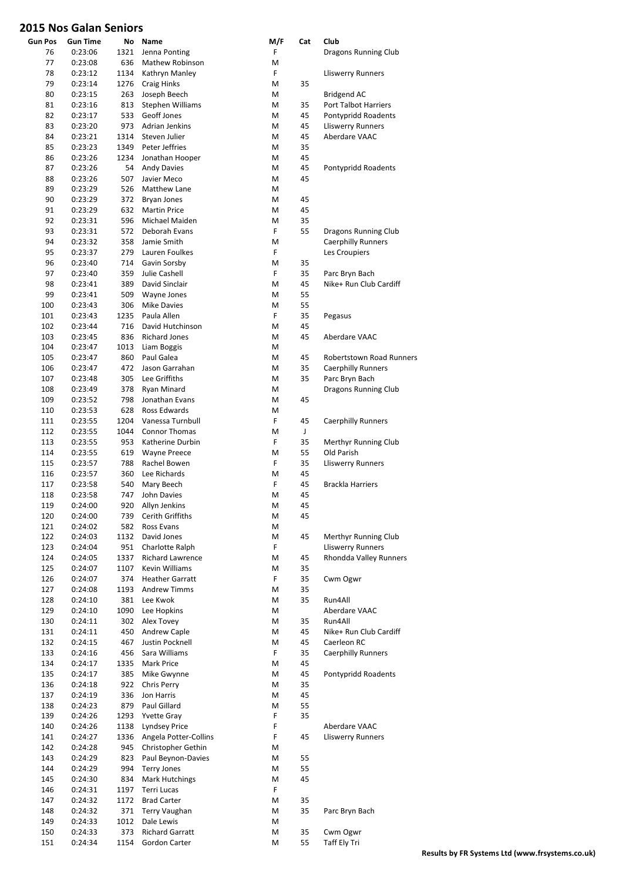# 2015 Nos Galan Seniors

| Gun Pos | Gun Time | No | Name | M/F | Cat | Club |
|---|---|---|---|---|---|---|
| 76 | 0:23:06 | 1321 | Jenna Ponting | F | | Dragons Running Club |
| 77 | 0:23:08 | 636 | Mathew Robinson | M | | |
| 78 | 0:23:12 | 1134 | Kathryn Manley | F | | Lliswerry Runners |
| 79 | 0:23:14 | 1276 | Craig Hinks | M | 35 | |
| 80 | 0:23:15 | 263 | Joseph Beech | M | | Bridgend AC |
| 81 | 0:23:16 | 813 | Stephen Williams | M | 35 | Port Talbot Harriers |
| 82 | 0:23:17 | 533 | Geoff Jones | M | 45 | Pontypridd Roadents |
| 83 | 0:23:20 | 973 | Adrian Jenkins | M | 45 | Lliswerry Runners |
| 84 | 0:23:21 | 1314 | Steven Julier | M | 45 | Aberdare VAAC |
| 85 | 0:23:23 | 1349 | Peter Jeffries | M | 35 | |
| 86 | 0:23:26 | 1234 | Jonathan Hooper | M | 45 | |
| 87 | 0:23:26 | 54 | Andy Davies | M | 45 | Pontypridd Roadents |
| 88 | 0:23:26 | 507 | Javier Meco | M | 45 | |
| 89 | 0:23:29 | 526 | Matthew Lane | M | | |
| 90 | 0:23:29 | 372 | Bryan Jones | M | 45 | |
| 91 | 0:23:29 | 632 | Martin Price | M | 45 | |
| 92 | 0:23:31 | 596 | Michael Maiden | M | 35 | |
| 93 | 0:23:31 | 572 | Deborah Evans | F | 55 | Dragons Running Club |
| 94 | 0:23:32 | 358 | Jamie Smith | M | | Caerphilly Runners |
| 95 | 0:23:37 | 279 | Lauren Foulkes | F | | Les Croupiers |
| 96 | 0:23:40 | 714 | Gavin Sorsby | M | 35 | |
| 97 | 0:23:40 | 359 | Julie Cashell | F | 35 | Parc Bryn Bach |
| 98 | 0:23:41 | 389 | David Sinclair | M | 45 | Nike+ Run Club Cardiff |
| 99 | 0:23:41 | 509 | Wayne Jones | M | 55 | |
| 100 | 0:23:43 | 306 | Mike Davies | M | 55 | |
| 101 | 0:23:43 | 1235 | Paula Allen | F | 35 | Pegasus |
| 102 | 0:23:44 | 716 | David Hutchinson | M | 45 | |
| 103 | 0:23:45 | 836 | Richard Jones | M | 45 | Aberdare VAAC |
| 104 | 0:23:47 | 1013 | Liam Boggis | M | | |
| 105 | 0:23:47 | 860 | Paul Galea | M | 45 | Robertstown Road Runners |
| 106 | 0:23:47 | 472 | Jason Garrahan | M | 35 | Caerphilly Runners |
| 107 | 0:23:48 | 305 | Lee Griffiths | M | 35 | Parc Bryn Bach |
| 108 | 0:23:49 | 378 | Ryan Minard | M | | Dragons Running Club |
| 109 | 0:23:52 | 798 | Jonathan Evans | M | 45 | |
| 110 | 0:23:53 | 628 | Ross Edwards | M | | |
| 111 | 0:23:55 | 1204 | Vanessa Turnbull | F | 45 | Caerphilly Runners |
| 112 | 0:23:55 | 1044 | Connor Thomas | M | J | |
| 113 | 0:23:55 | 953 | Katherine Durbin | F | 35 | Merthyr Running Club |
| 114 | 0:23:55 | 619 | Wayne Preece | M | 55 | Old Parish |
| 115 | 0:23:57 | 788 | Rachel Bowen | F | 35 | Lliswerry Runners |
| 116 | 0:23:57 | 360 | Lee Richards | M | 45 | |
| 117 | 0:23:58 | 540 | Mary Beech | F | 45 | Brackla Harriers |
| 118 | 0:23:58 | 747 | John Davies | M | 45 | |
| 119 | 0:24:00 | 920 | Allyn Jenkins | M | 45 | |
| 120 | 0:24:00 | 739 | Cerith Griffiths | M | 45 | |
| 121 | 0:24:02 | 582 | Ross Evans | M | | |
| 122 | 0:24:03 | 1132 | David Jones | M | 45 | Merthyr Running Club |
| 123 | 0:24:04 | 951 | Charlotte Ralph | F | | Lliswerry Runners |
| 124 | 0:24:05 | 1337 | Richard Lawrence | M | 45 | Rhondda Valley Runners |
| 125 | 0:24:07 | 1107 | Kevin Williams | M | 35 | |
| 126 | 0:24:07 | 374 | Heather Garratt | F | 35 | Cwm Ogwr |
| 127 | 0:24:08 | 1193 | Andrew Timms | M | 35 | |
| 128 | 0:24:10 | 381 | Lee Kwok | M | 35 | Run4All |
| 129 | 0:24:10 | 1090 | Lee Hopkins | M | | Aberdare VAAC |
| 130 | 0:24:11 | 302 | Alex Tovey | M | 35 | Run4All |
| 131 | 0:24:11 | 450 | Andrew Caple | M | 45 | Nike+ Run Club Cardiff |
| 132 | 0:24:15 | 467 | Justin Pocknell | M | 45 | Caerleon RC |
| 133 | 0:24:16 | 456 | Sara Williams | F | 35 | Caerphilly Runners |
| 134 | 0:24:17 | 1335 | Mark Price | M | 45 | |
| 135 | 0:24:17 | 385 | Mike Gwynne | M | 45 | Pontypridd Roadents |
| 136 | 0:24:18 | 922 | Chris Perry | M | 35 | |
| 137 | 0:24:19 | 336 | Jon Harris | M | 45 | |
| 138 | 0:24:23 | 879 | Paul Gillard | M | 55 | |
| 139 | 0:24:26 | 1293 | Yvette Gray | F | 35 | |
| 140 | 0:24:26 | 1138 | Lyndsey Price | F | | Aberdare VAAC |
| 141 | 0:24:27 | 1336 | Angela Potter-Collins | F | 45 | Lliswerry Runners |
| 142 | 0:24:28 | 945 | Christopher Gethin | M | | |
| 143 | 0:24:29 | 823 | Paul Beynon-Davies | M | 55 | |
| 144 | 0:24:29 | 994 | Terry Jones | M | 55 | |
| 145 | 0:24:30 | 834 | Mark Hutchings | M | 45 | |
| 146 | 0:24:31 | 1197 | Terri Lucas | F | | |
| 147 | 0:24:32 | 1172 | Brad Carter | M | 35 | |
| 148 | 0:24:32 | 371 | Terry Vaughan | M | 35 | Parc Bryn Bach |
| 149 | 0:24:33 | 1012 | Dale Lewis | M | | |
| 150 | 0:24:33 | 373 | Richard Garratt | M | 35 | Cwm Ogwr |
| 151 | 0:24:34 | 1154 | Gordon Carter | M | 55 | Taff Ely Tri |

Results by FR Systems Ltd (www.frsystems.co.uk)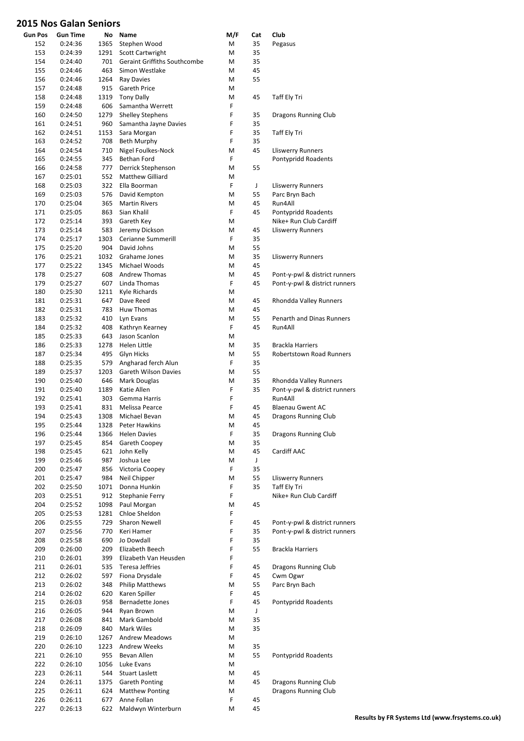# 2015 Nos Galan Seniors

| Gun Pos | Gun Time | No | Name | M/F | Cat | Club |
|---|---|---|---|---|---|---|
| 152 | 0:24:36 | 1365 | Stephen Wood | M | 35 | Pegasus |
| 153 | 0:24:39 | 1291 | Scott Cartwright | M | 35 | |
| 154 | 0:24:40 | 701 | Geraint Griffiths Southcombe | M | 35 | |
| 155 | 0:24:46 | 463 | Simon Westlake | M | 45 | |
| 156 | 0:24:46 | 1264 | Ray Davies | M | 55 | |
| 157 | 0:24:48 | 915 | Gareth Price | M | | |
| 158 | 0:24:48 | 1319 | Tony Dally | M | 45 | Taff Ely Tri |
| 159 | 0:24:48 | 606 | Samantha Werrett | F | | |
| 160 | 0:24:50 | 1279 | Shelley Stephens | F | 35 | Dragons Running Club |
| 161 | 0:24:51 | 960 | Samantha Jayne Davies | F | 35 | |
| 162 | 0:24:51 | 1153 | Sara Morgan | F | 35 | Taff Ely Tri |
| 163 | 0:24:52 | 708 | Beth Murphy | F | 35 | |
| 164 | 0:24:54 | 710 | Nigel Foulkes-Nock | M | 45 | Lliswerry Runners |
| 165 | 0:24:55 | 345 | Bethan Ford | F | | Pontypridd Roadents |
| 166 | 0:24:58 | 777 | Derrick Stephenson | M | 55 | |
| 167 | 0:25:01 | 552 | Matthew Gilliard | M | | |
| 168 | 0:25:03 | 322 | Ella Boorman | F | J | Lliswerry Runners |
| 169 | 0:25:03 | 576 | David Kempton | M | 55 | Parc Bryn Bach |
| 170 | 0:25:04 | 365 | Martin Rivers | M | 45 | Run4All |
| 171 | 0:25:05 | 863 | Sian Khalil | F | 45 | Pontypridd Roadents |
| 172 | 0:25:14 | 393 | Gareth Key | M | | Nike+ Run Club Cardiff |
| 173 | 0:25:14 | 583 | Jeremy Dickson | M | 45 | Lliswerry Runners |
| 174 | 0:25:17 | 1303 | Cerianne Summerill | F | 35 | |
| 175 | 0:25:20 | 904 | David Johns | M | 55 | |
| 176 | 0:25:21 | 1032 | Grahame Jones | M | 35 | Lliswerry Runners |
| 177 | 0:25:22 | 1345 | Michael Woods | M | 45 | |
| 178 | 0:25:27 | 608 | Andrew Thomas | M | 45 | Pont-y-pwl & district runners |
| 179 | 0:25:27 | 607 | Linda Thomas | F | 45 | Pont-y-pwl & district runners |
| 180 | 0:25:30 | 1211 | Kyle Richards | M | | |
| 181 | 0:25:31 | 647 | Dave Reed | M | 45 | Rhondda Valley Runners |
| 182 | 0:25:31 | 783 | Huw Thomas | M | 45 | |
| 183 | 0:25:32 | 410 | Lyn Evans | M | 55 | Penarth and Dinas Runners |
| 184 | 0:25:32 | 408 | Kathryn Kearney | F | 45 | Run4All |
| 185 | 0:25:33 | 643 | Jason Scanlon | M | | |
| 186 | 0:25:33 | 1278 | Helen Little | M | 35 | Brackla Harriers |
| 187 | 0:25:34 | 495 | Glyn Hicks | M | 55 | Robertstown Road Runners |
| 188 | 0:25:35 | 579 | Angharad ferch Alun | F | 35 | |
| 189 | 0:25:37 | 1203 | Gareth Wilson Davies | M | 55 | |
| 190 | 0:25:40 | 646 | Mark Douglas | M | 35 | Rhondda Valley Runners |
| 191 | 0:25:40 | 1189 | Katie Allen | F | 35 | Pont-y-pwl & district runners |
| 192 | 0:25:41 | 303 | Gemma Harris | F | | Run4All |
| 193 | 0:25:41 | 831 | Melissa Pearce | F | 45 | Blaenau Gwent AC |
| 194 | 0:25:43 | 1308 | Michael Bevan | M | 45 | Dragons Running Club |
| 195 | 0:25:44 | 1328 | Peter Hawkins | M | 45 | |
| 196 | 0:25:44 | 1366 | Helen Davies | F | 35 | Dragons Running Club |
| 197 | 0:25:45 | 854 | Gareth Coopey | M | 35 | |
| 198 | 0:25:45 | 621 | John Kelly | M | 45 | Cardiff AAC |
| 199 | 0:25:46 | 987 | Joshua Lee | M | J | |
| 200 | 0:25:47 | 856 | Victoria Coopey | F | 35 | |
| 201 | 0:25:47 | 984 | Neil Chipper | M | 55 | Lliswerry Runners |
| 202 | 0:25:50 | 1071 | Donna Hunkin | F | 35 | Taff Ely Tri |
| 203 | 0:25:51 | 912 | Stephanie Ferry | F | | Nike+ Run Club Cardiff |
| 204 | 0:25:52 | 1098 | Paul Morgan | M | 45 | |
| 205 | 0:25:53 | 1281 | Chloe Sheldon | F | | |
| 206 | 0:25:55 | 729 | Sharon Newell | F | 45 | Pont-y-pwl & district runners |
| 207 | 0:25:56 | 770 | Keri Hamer | F | 35 | Pont-y-pwl & district runners |
| 208 | 0:25:58 | 690 | Jo Dowdall | F | 35 | |
| 209 | 0:26:00 | 209 | Elizabeth Beech | F | 55 | Brackla Harriers |
| 210 | 0:26:01 | 399 | Elizabeth Van Heusden | F | | |
| 211 | 0:26:01 | 535 | Teresa Jeffries | F | 45 | Dragons Running Club |
| 212 | 0:26:02 | 597 | Fiona Drysdale | F | 45 | Cwm Ogwr |
| 213 | 0:26:02 | 348 | Philip Matthews | M | 55 | Parc Bryn Bach |
| 214 | 0:26:02 | 620 | Karen Spiller | F | 45 | |
| 215 | 0:26:03 | 958 | Bernadette Jones | F | 45 | Pontypridd Roadents |
| 216 | 0:26:05 | 944 | Ryan Brown | M | J | |
| 217 | 0:26:08 | 841 | Mark Gambold | M | 35 | |
| 218 | 0:26:09 | 840 | Mark Wiles | M | 35 | |
| 219 | 0:26:10 | 1267 | Andrew Meadows | M | | |
| 220 | 0:26:10 | 1223 | Andrew Weeks | M | 35 | |
| 221 | 0:26:10 | 955 | Bevan Allen | M | 55 | Pontypridd Roadents |
| 222 | 0:26:10 | 1056 | Luke Evans | M | | |
| 223 | 0:26:11 | 544 | Stuart Laslett | M | 45 | |
| 224 | 0:26:11 | 1375 | Gareth Ponting | M | 45 | Dragons Running Club |
| 225 | 0:26:11 | 624 | Matthew Ponting | M | | Dragons Running Club |
| 226 | 0:26:11 | 677 | Anne Follan | F | 45 | |
| 227 | 0:26:13 | 622 | Maldwyn Winterburn | M | 45 | |

**Results by FR Systems Ltd (www.frsystems.co.uk)**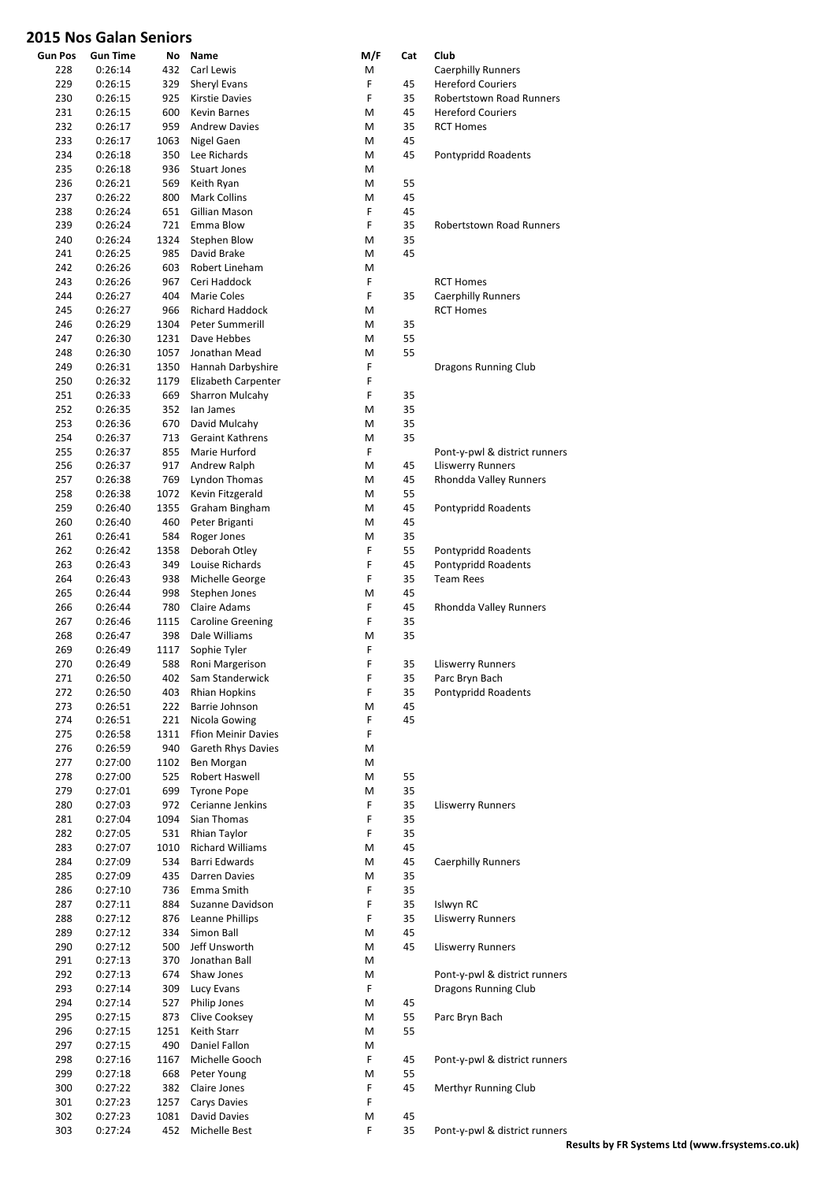# 2015 Nos Galan Seniors

| Gun Pos | Gun Time | No | Name | M/F | Cat | Club |
|---|---|---|---|---|---|---|
| 228 | 0:26:14 | 432 | Carl Lewis | M | | Caerphilly Runners |
| 229 | 0:26:15 | 329 | Sheryl Evans | F | 45 | Hereford Couriers |
| 230 | 0:26:15 | 925 | Kirstie Davies | F | 35 | Robertstown Road Runners |
| 231 | 0:26:15 | 600 | Kevin Barnes | M | 45 | Hereford Couriers |
| 232 | 0:26:17 | 959 | Andrew Davies | M | 35 | RCT Homes |
| 233 | 0:26:17 | 1063 | Nigel Gaen | M | 45 | |
| 234 | 0:26:18 | 350 | Lee Richards | M | 45 | Pontypridd Roadents |
| 235 | 0:26:18 | 936 | Stuart Jones | M | | |
| 236 | 0:26:21 | 569 | Keith Ryan | M | 55 | |
| 237 | 0:26:22 | 800 | Mark Collins | M | 45 | |
| 238 | 0:26:24 | 651 | Gillian Mason | F | 45 | |
| 239 | 0:26:24 | 721 | Emma Blow | F | 35 | Robertstown Road Runners |
| 240 | 0:26:24 | 1324 | Stephen Blow | M | 35 | |
| 241 | 0:26:25 | 985 | David Brake | M | 45 | |
| 242 | 0:26:26 | 603 | Robert Lineham | M | | |
| 243 | 0:26:26 | 967 | Ceri Haddock | F | | RCT Homes |
| 244 | 0:26:27 | 404 | Marie Coles | F | 35 | Caerphilly Runners |
| 245 | 0:26:27 | 966 | Richard Haddock | M | | RCT Homes |
| 246 | 0:26:29 | 1304 | Peter Summerill | M | 35 | |
| 247 | 0:26:30 | 1231 | Dave Hebbes | M | 55 | |
| 248 | 0:26:30 | 1057 | Jonathan Mead | M | 55 | |
| 249 | 0:26:31 | 1350 | Hannah Darbyshire | F | | Dragons Running Club |
| 250 | 0:26:32 | 1179 | Elizabeth Carpenter | F | | |
| 251 | 0:26:33 | 669 | Sharron Mulcahy | F | 35 | |
| 252 | 0:26:35 | 352 | Ian James | M | 35 | |
| 253 | 0:26:36 | 670 | David Mulcahy | M | 35 | |
| 254 | 0:26:37 | 713 | Geraint Kathrens | M | 35 | |
| 255 | 0:26:37 | 855 | Marie Hurford | F | | Pont-y-pwl & district runners |
| 256 | 0:26:37 | 917 | Andrew Ralph | M | 45 | Lliswerry Runners |
| 257 | 0:26:38 | 769 | Lyndon Thomas | M | 45 | Rhondda Valley Runners |
| 258 | 0:26:38 | 1072 | Kevin Fitzgerald | M | 55 | |
| 259 | 0:26:40 | 1355 | Graham Bingham | M | 45 | Pontypridd Roadents |
| 260 | 0:26:40 | 460 | Peter Briganti | M | 45 | |
| 261 | 0:26:41 | 584 | Roger Jones | M | 35 | |
| 262 | 0:26:42 | 1358 | Deborah Otley | F | 55 | Pontypridd Roadents |
| 263 | 0:26:43 | 349 | Louise Richards | F | 45 | Pontypridd Roadents |
| 264 | 0:26:43 | 938 | Michelle George | F | 35 | Team Rees |
| 265 | 0:26:44 | 998 | Stephen Jones | M | 45 | |
| 266 | 0:26:44 | 780 | Claire Adams | F | 45 | Rhondda Valley Runners |
| 267 | 0:26:46 | 1115 | Caroline Greening | F | 35 | |
| 268 | 0:26:47 | 398 | Dale Williams | M | 35 | |
| 269 | 0:26:49 | 1117 | Sophie Tyler | F | | |
| 270 | 0:26:49 | 588 | Roni Margerison | F | 35 | Lliswerry Runners |
| 271 | 0:26:50 | 402 | Sam Standerwick | F | 35 | Parc Bryn Bach |
| 272 | 0:26:50 | 403 | Rhian Hopkins | F | 35 | Pontypridd Roadents |
| 273 | 0:26:51 | 222 | Barrie Johnson | M | 45 | |
| 274 | 0:26:51 | 221 | Nicola Gowing | F | 45 | |
| 275 | 0:26:58 | 1311 | Ffion Meinir Davies | F | | |
| 276 | 0:26:59 | 940 | Gareth Rhys Davies | M | | |
| 277 | 0:27:00 | 1102 | Ben Morgan | M | | |
| 278 | 0:27:00 | 525 | Robert Haswell | M | 55 | |
| 279 | 0:27:01 | 699 | Tyrone Pope | M | 35 | |
| 280 | 0:27:03 | 972 | Cerianne Jenkins | F | 35 | Lliswerry Runners |
| 281 | 0:27:04 | 1094 | Sian Thomas | F | 35 | |
| 282 | 0:27:05 | 531 | Rhian Taylor | F | 35 | |
| 283 | 0:27:07 | 1010 | Richard Williams | M | 45 | |
| 284 | 0:27:09 | 534 | Barri Edwards | M | 45 | Caerphilly Runners |
| 285 | 0:27:09 | 435 | Darren Davies | M | 35 | |
| 286 | 0:27:10 | 736 | Emma Smith | F | 35 | |
| 287 | 0:27:11 | 884 | Suzanne Davidson | F | 35 | Islwyn RC |
| 288 | 0:27:12 | 876 | Leanne Phillips | F | 35 | Lliswerry Runners |
| 289 | 0:27:12 | 334 | Simon Ball | M | 45 | |
| 290 | 0:27:12 | 500 | Jeff Unsworth | M | 45 | Lliswerry Runners |
| 291 | 0:27:13 | 370 | Jonathan Ball | M | | |
| 292 | 0:27:13 | 674 | Shaw Jones | M | | Pont-y-pwl & district runners |
| 293 | 0:27:14 | 309 | Lucy Evans | F | | Dragons Running Club |
| 294 | 0:27:14 | 527 | Philip Jones | M | 45 | |
| 295 | 0:27:15 | 873 | Clive Cooksey | M | 55 | Parc Bryn Bach |
| 296 | 0:27:15 | 1251 | Keith Starr | M | 55 | |
| 297 | 0:27:15 | 490 | Daniel Fallon | M | | |
| 298 | 0:27:16 | 1167 | Michelle Gooch | F | 45 | Pont-y-pwl & district runners |
| 299 | 0:27:18 | 668 | Peter Young | M | 55 | |
| 300 | 0:27:22 | 382 | Claire Jones | F | 45 | Merthyr Running Club |
| 301 | 0:27:23 | 1257 | Carys Davies | F | | |
| 302 | 0:27:23 | 1081 | David Davies | M | 45 | |
| 303 | 0:27:24 | 452 | Michelle Best | F | 35 | Pont-y-pwl & district runners |

**Results by FR Systems Ltd (www.frsystems.co.uk)**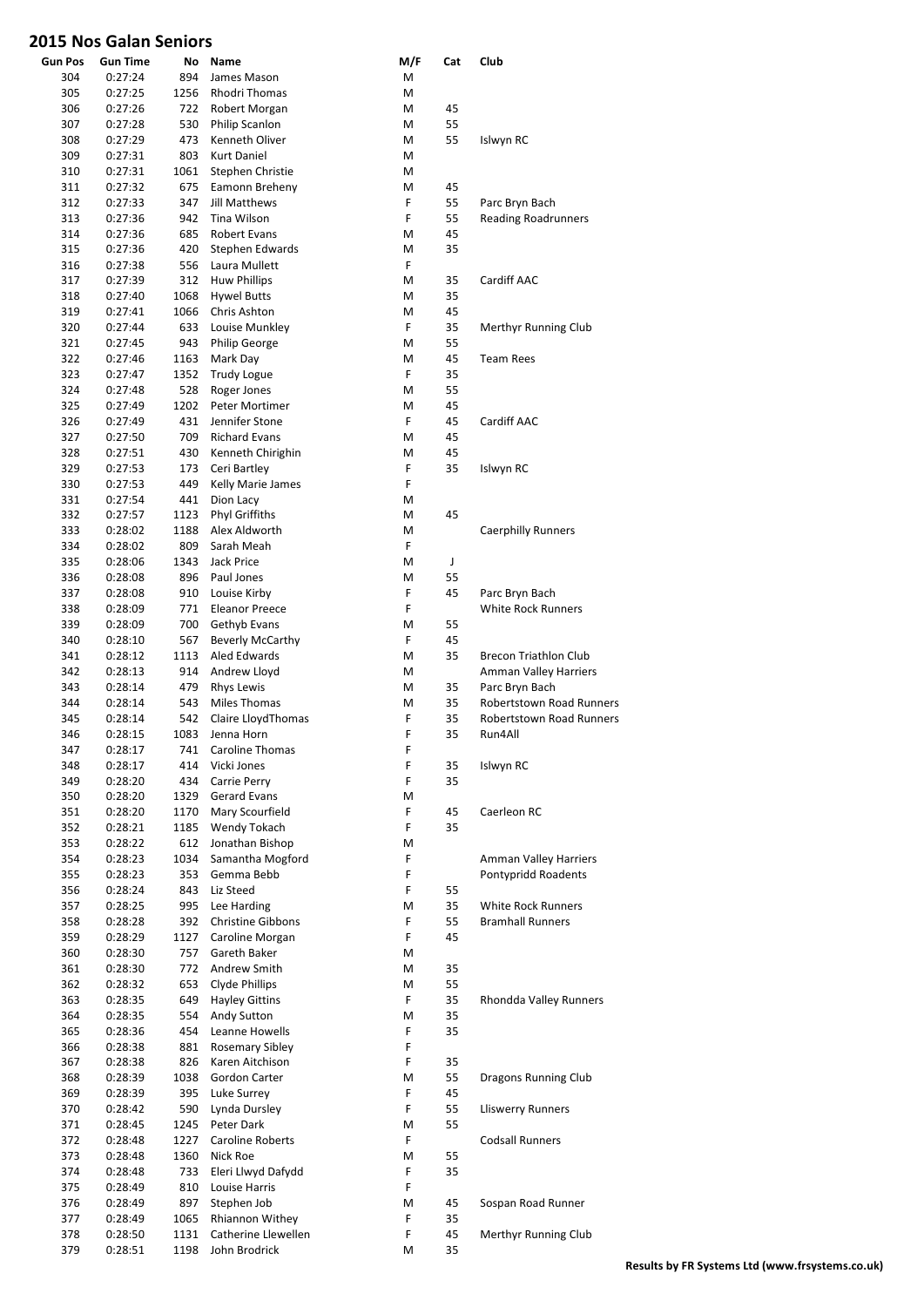## 2015 Nos Galan Seniors

| Gun Pos | Gun Time | No | Name | M/F | Cat | Club |
|---|---|---|---|---|---|---|
| 304 | 0:27:24 | 894 | James Mason | M | | |
| 305 | 0:27:25 | 1256 | Rhodri Thomas | M | | |
| 306 | 0:27:26 | 722 | Robert Morgan | M | 45 | |
| 307 | 0:27:28 | 530 | Philip Scanlon | M | 55 | |
| 308 | 0:27:29 | 473 | Kenneth Oliver | M | 55 | Islwyn RC |
| 309 | 0:27:31 | 803 | Kurt Daniel | M | | |
| 310 | 0:27:31 | 1061 | Stephen Christie | M | | |
| 311 | 0:27:32 | 675 | Eamonn Breheny | M | 45 | |
| 312 | 0:27:33 | 347 | Jill Matthews | F | 55 | Parc Bryn Bach |
| 313 | 0:27:36 | 942 | Tina Wilson | F | 55 | Reading Roadrunners |
| 314 | 0:27:36 | 685 | Robert Evans | M | 45 | |
| 315 | 0:27:36 | 420 | Stephen Edwards | M | 35 | |
| 316 | 0:27:38 | 556 | Laura Mullett | F | | |
| 317 | 0:27:39 | 312 | Huw Phillips | M | 35 | Cardiff AAC |
| 318 | 0:27:40 | 1068 | Hywel Butts | M | 35 | |
| 319 | 0:27:41 | 1066 | Chris Ashton | M | 45 | |
| 320 | 0:27:44 | 633 | Louise Munkley | F | 35 | Merthyr Running Club |
| 321 | 0:27:45 | 943 | Philip George | M | 55 | |
| 322 | 0:27:46 | 1163 | Mark Day | M | 45 | Team Rees |
| 323 | 0:27:47 | 1352 | Trudy Logue | F | 35 | |
| 324 | 0:27:48 | 528 | Roger Jones | M | 55 | |
| 325 | 0:27:49 | 1202 | Peter Mortimer | M | 45 | |
| 326 | 0:27:49 | 431 | Jennifer Stone | F | 45 | Cardiff AAC |
| 327 | 0:27:50 | 709 | Richard Evans | M | 45 | |
| 328 | 0:27:51 | 430 | Kenneth Chirighin | M | 45 | |
| 329 | 0:27:53 | 173 | Ceri Bartley | F | 35 | Islwyn RC |
| 330 | 0:27:53 | 449 | Kelly Marie James | F | | |
| 331 | 0:27:54 | 441 | Dion Lacy | M | | |
| 332 | 0:27:57 | 1123 | Phyl Griffiths | M | 45 | |
| 333 | 0:28:02 | 1188 | Alex Aldworth | M | | Caerphilly Runners |
| 334 | 0:28:02 | 809 | Sarah Meah | F | | |
| 335 | 0:28:06 | 1343 | Jack Price | M | J | |
| 336 | 0:28:08 | 896 | Paul Jones | M | 55 | |
| 337 | 0:28:08 | 910 | Louise Kirby | F | 45 | Parc Bryn Bach |
| 338 | 0:28:09 | 771 | Eleanor Preece | F | | White Rock Runners |
| 339 | 0:28:09 | 700 | Gethyb Evans | M | 55 | |
| 340 | 0:28:10 | 567 | Beverly McCarthy | F | 45 | |
| 341 | 0:28:12 | 1113 | Aled Edwards | M | 35 | Brecon Triathlon Club |
| 342 | 0:28:13 | 914 | Andrew Lloyd | M | | Amman Valley Harriers |
| 343 | 0:28:14 | 479 | Rhys Lewis | M | 35 | Parc Bryn Bach |
| 344 | 0:28:14 | 543 | Miles Thomas | M | 35 | Robertstown Road Runners |
| 345 | 0:28:14 | 542 | Claire LloydThomas | F | 35 | Robertstown Road Runners |
| 346 | 0:28:15 | 1083 | Jenna Horn | F | 35 | Run4All |
| 347 | 0:28:17 | 741 | Caroline Thomas | F | | |
| 348 | 0:28:17 | 414 | Vicki Jones | F | 35 | Islwyn RC |
| 349 | 0:28:20 | 434 | Carrie Perry | F | 35 | |
| 350 | 0:28:20 | 1329 | Gerard Evans | M | | |
| 351 | 0:28:20 | 1170 | Mary Scourfield | F | 45 | Caerleon RC |
| 352 | 0:28:21 | 1185 | Wendy Tokach | F | 35 | |
| 353 | 0:28:22 | 612 | Jonathan Bishop | M | | |
| 354 | 0:28:23 | 1034 | Samantha Mogford | F | | Amman Valley Harriers |
| 355 | 0:28:23 | 353 | Gemma Bebb | F | | Pontypridd Roadents |
| 356 | 0:28:24 | 843 | Liz Steed | F | 55 | |
| 357 | 0:28:25 | 995 | Lee Harding | M | 35 | White Rock Runners |
| 358 | 0:28:28 | 392 | Christine Gibbons | F | 55 | Bramhall Runners |
| 359 | 0:28:29 | 1127 | Caroline Morgan | F | 45 | |
| 360 | 0:28:30 | 757 | Gareth Baker | M | | |
| 361 | 0:28:30 | 772 | Andrew Smith | M | 35 | |
| 362 | 0:28:32 | 653 | Clyde Phillips | M | 55 | |
| 363 | 0:28:35 | 649 | Hayley Gittins | F | 35 | Rhondda Valley Runners |
| 364 | 0:28:35 | 554 | Andy Sutton | M | 35 | |
| 365 | 0:28:36 | 454 | Leanne Howells | F | 35 | |
| 366 | 0:28:38 | 881 | Rosemary Sibley | F | | |
| 367 | 0:28:38 | 826 | Karen Aitchison | F | 35 | |
| 368 | 0:28:39 | 1038 | Gordon Carter | M | 55 | Dragons Running Club |
| 369 | 0:28:39 | 395 | Luke Surrey | F | 45 | |
| 370 | 0:28:42 | 590 | Lynda Dursley | F | 55 | Lliswerry Runners |
| 371 | 0:28:45 | 1245 | Peter Dark | M | 55 | |
| 372 | 0:28:48 | 1227 | Caroline Roberts | F | | Codsall Runners |
| 373 | 0:28:48 | 1360 | Nick Roe | M | 55 | |
| 374 | 0:28:48 | 733 | Eleri Llwyd Dafydd | F | 35 | |
| 375 | 0:28:49 | 810 | Louise Harris | F | | |
| 376 | 0:28:49 | 897 | Stephen Job | M | 45 | Sospan Road Runner |
| 377 | 0:28:49 | 1065 | Rhiannon Withey | F | 35 | |
| 378 | 0:28:50 | 1131 | Catherine Llewellen | F | 45 | Merthyr Running Club |
| 379 | 0:28:51 | 1198 | John Brodrick | M | 35 | |

**Results by FR Systems Ltd (www.frsystems.co.uk)**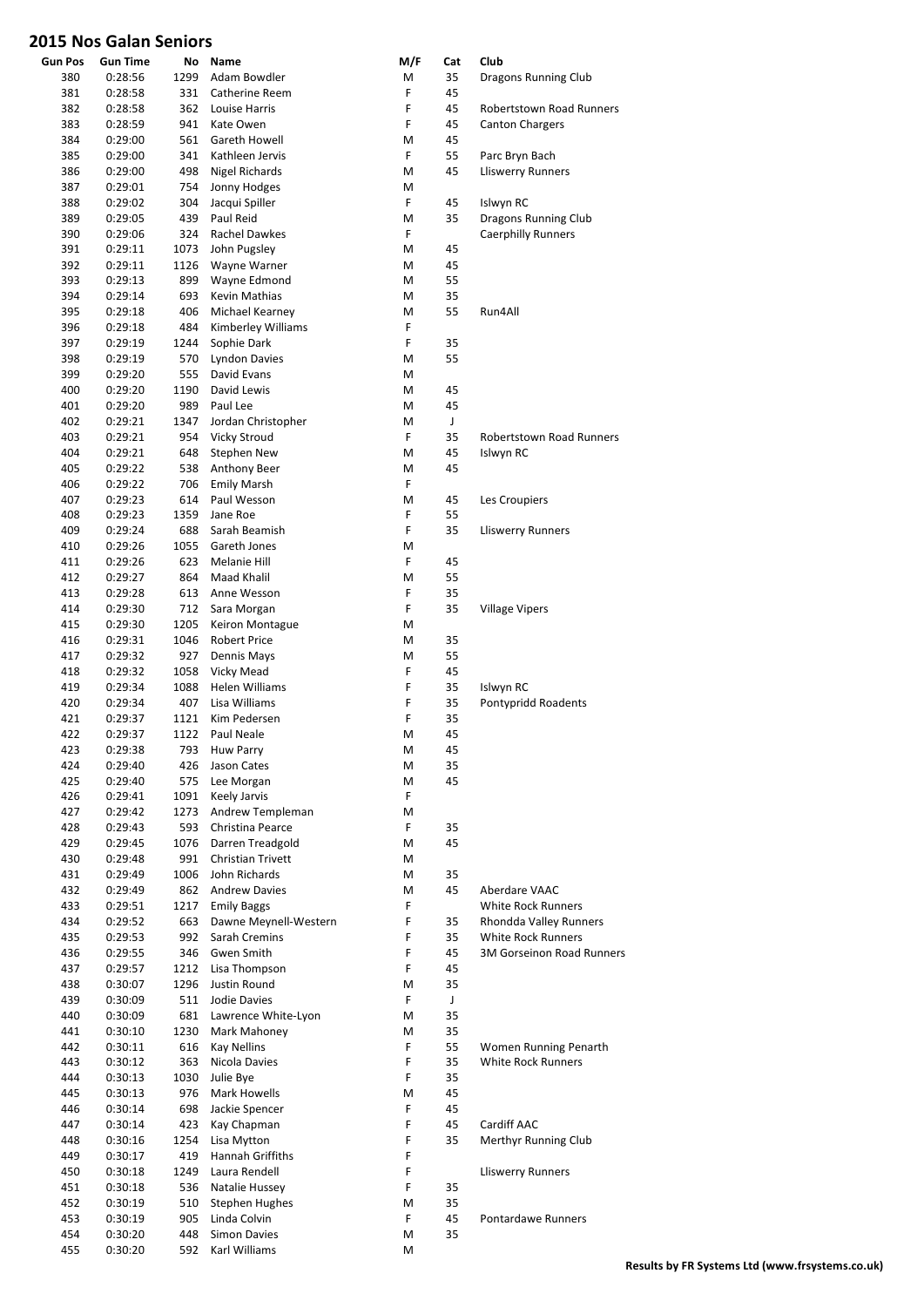# 2015 Nos Galan Seniors

| Gun Pos | Gun Time | No | Name | M/F | Cat | Club |
|---|---|---|---|---|---|---|
| 380 | 0:28:56 | 1299 | Adam Bowdler | M | 35 | Dragons Running Club |
| 381 | 0:28:58 | 331 | Catherine Reem | F | 45 | |
| 382 | 0:28:58 | 362 | Louise Harris | F | 45 | Robertstown Road Runners |
| 383 | 0:28:59 | 941 | Kate Owen | F | 45 | Canton Chargers |
| 384 | 0:29:00 | 561 | Gareth Howell | M | 45 | |
| 385 | 0:29:00 | 341 | Kathleen Jervis | F | 55 | Parc Bryn Bach |
| 386 | 0:29:00 | 498 | Nigel Richards | M | 45 | Lliswerry Runners |
| 387 | 0:29:01 | 754 | Jonny Hodges | M | | |
| 388 | 0:29:02 | 304 | Jacqui Spiller | F | 45 | Islwyn RC |
| 389 | 0:29:05 | 439 | Paul Reid | M | 35 | Dragons Running Club |
| 390 | 0:29:06 | 324 | Rachel Dawkes | F | | Caerphilly Runners |
| 391 | 0:29:11 | 1073 | John Pugsley | M | 45 | |
| 392 | 0:29:11 | 1126 | Wayne Warner | M | 45 | |
| 393 | 0:29:13 | 899 | Wayne Edmond | M | 55 | |
| 394 | 0:29:14 | 693 | Kevin Mathias | M | 35 | |
| 395 | 0:29:18 | 406 | Michael Kearney | M | 55 | Run4All |
| 396 | 0:29:18 | 484 | Kimberley Williams | F | | |
| 397 | 0:29:19 | 1244 | Sophie Dark | F | 35 | |
| 398 | 0:29:19 | 570 | Lyndon Davies | M | 55 | |
| 399 | 0:29:20 | 555 | David Evans | M | | |
| 400 | 0:29:20 | 1190 | David Lewis | M | 45 | |
| 401 | 0:29:20 | 989 | Paul Lee | M | 45 | |
| 402 | 0:29:21 | 1347 | Jordan Christopher | M | J | |
| 403 | 0:29:21 | 954 | Vicky Stroud | F | 35 | Robertstown Road Runners |
| 404 | 0:29:21 | 648 | Stephen New | M | 45 | Islwyn RC |
| 405 | 0:29:22 | 538 | Anthony Beer | M | 45 | |
| 406 | 0:29:22 | 706 | Emily Marsh | F | | |
| 407 | 0:29:23 | 614 | Paul Wesson | M | 45 | Les Croupiers |
| 408 | 0:29:23 | 1359 | Jane Roe | F | 55 | |
| 409 | 0:29:24 | 688 | Sarah Beamish | F | 35 | Lliswerry Runners |
| 410 | 0:29:26 | 1055 | Gareth Jones | M | | |
| 411 | 0:29:26 | 623 | Melanie Hill | F | 45 | |
| 412 | 0:29:27 | 864 | Maad Khalil | M | 55 | |
| 413 | 0:29:28 | 613 | Anne Wesson | F | 35 | |
| 414 | 0:29:30 | 712 | Sara Morgan | F | 35 | Village Vipers |
| 415 | 0:29:30 | 1205 | Keiron Montague | M | | |
| 416 | 0:29:31 | 1046 | Robert Price | M | 35 | |
| 417 | 0:29:32 | 927 | Dennis Mays | M | 55 | |
| 418 | 0:29:32 | 1058 | Vicky Mead | F | 45 | |
| 419 | 0:29:34 | 1088 | Helen Williams | F | 35 | Islwyn RC |
| 420 | 0:29:34 | 407 | Lisa Williams | F | 35 | Pontypridd Roadents |
| 421 | 0:29:37 | 1121 | Kim Pedersen | F | 35 | |
| 422 | 0:29:37 | 1122 | Paul Neale | M | 45 | |
| 423 | 0:29:38 | 793 | Huw Parry | M | 45 | |
| 424 | 0:29:40 | 426 | Jason Cates | M | 35 | |
| 425 | 0:29:40 | 575 | Lee Morgan | M | 45 | |
| 426 | 0:29:41 | 1091 | Keely Jarvis | F | | |
| 427 | 0:29:42 | 1273 | Andrew Templeman | M | | |
| 428 | 0:29:43 | 593 | Christina Pearce | F | 35 | |
| 429 | 0:29:45 | 1076 | Darren Treadgold | M | 45 | |
| 430 | 0:29:48 | 991 | Christian Trivett | M | | |
| 431 | 0:29:49 | 1006 | John Richards | M | 35 | |
| 432 | 0:29:49 | 862 | Andrew Davies | M | 45 | Aberdare VAAC |
| 433 | 0:29:51 | 1217 | Emily Baggs | F | | White Rock Runners |
| 434 | 0:29:52 | 663 | Dawne Meynell-Western | F | 35 | Rhondda Valley Runners |
| 435 | 0:29:53 | 992 | Sarah Cremins | F | 35 | White Rock Runners |
| 436 | 0:29:55 | 346 | Gwen Smith | F | 45 | 3M Gorseinon Road Runners |
| 437 | 0:29:57 | 1212 | Lisa Thompson | F | 45 | |
| 438 | 0:30:07 | 1296 | Justin Round | M | 35 | |
| 439 | 0:30:09 | 511 | Jodie Davies | F | J | |
| 440 | 0:30:09 | 681 | Lawrence White-Lyon | M | 35 | |
| 441 | 0:30:10 | 1230 | Mark Mahoney | M | 35 | |
| 442 | 0:30:11 | 616 | Kay Nellins | F | 55 | Women Running Penarth |
| 443 | 0:30:12 | 363 | Nicola Davies | F | 35 | White Rock Runners |
| 444 | 0:30:13 | 1030 | Julie Bye | F | 35 | |
| 445 | 0:30:13 | 976 | Mark Howells | M | 45 | |
| 446 | 0:30:14 | 698 | Jackie Spencer | F | 45 | |
| 447 | 0:30:14 | 423 | Kay Chapman | F | 45 | Cardiff AAC |
| 448 | 0:30:16 | 1254 | Lisa Mytton | F | 35 | Merthyr Running Club |
| 449 | 0:30:17 | 419 | Hannah Griffiths | F | | |
| 450 | 0:30:18 | 1249 | Laura Rendell | F | | Lliswerry Runners |
| 451 | 0:30:18 | 536 | Natalie Hussey | F | 35 | |
| 452 | 0:30:19 | 510 | Stephen Hughes | M | 35 | |
| 453 | 0:30:19 | 905 | Linda Colvin | F | 45 | Pontardawe Runners |
| 454 | 0:30:20 | 448 | Simon Davies | M | 35 | |
| 455 | 0:30:20 | 592 | Karl Williams | M | | |

**Results by FR Systems Ltd (www.frsystems.co.uk)**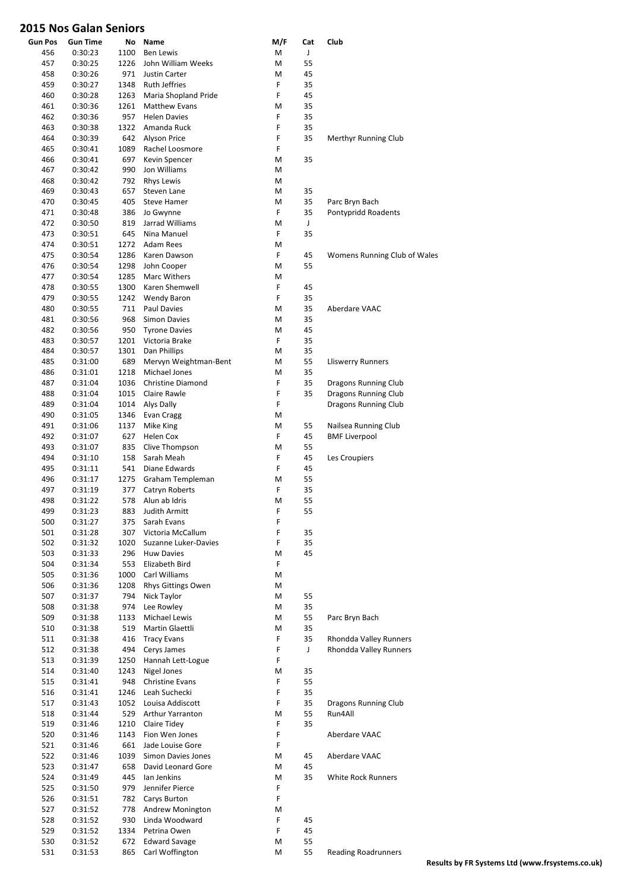## 2015 Nos Galan Seniors

| Gun Pos | Gun Time | No | Name | M/F | Cat | Club |
|---|---|---|---|---|---|---|
| 456 | 0:30:23 | 1100 | Ben Lewis | M | J | |
| 457 | 0:30:25 | 1226 | John William Weeks | M | 55 | |
| 458 | 0:30:26 | 971 | Justin Carter | M | 45 | |
| 459 | 0:30:27 | 1348 | Ruth Jeffries | F | 35 | |
| 460 | 0:30:28 | 1263 | Maria Shopland Pride | F | 45 | |
| 461 | 0:30:36 | 1261 | Matthew Evans | M | 35 | |
| 462 | 0:30:36 | 957 | Helen Davies | F | 35 | |
| 463 | 0:30:38 | 1322 | Amanda Ruck | F | 35 | |
| 464 | 0:30:39 | 642 | Alyson Price | F | 35 | Merthyr Running Club |
| 465 | 0:30:41 | 1089 | Rachel Loosmore | F | | |
| 466 | 0:30:41 | 697 | Kevin Spencer | M | 35 | |
| 467 | 0:30:42 | 990 | Jon Williams | M | | |
| 468 | 0:30:42 | 792 | Rhys Lewis | M | | |
| 469 | 0:30:43 | 657 | Steven Lane | M | 35 | |
| 470 | 0:30:45 | 405 | Steve Hamer | M | 35 | Parc Bryn Bach |
| 471 | 0:30:48 | 386 | Jo Gwynne | F | 35 | Pontypridd Roadents |
| 472 | 0:30:50 | 819 | Jarrad Williams | M | J | |
| 473 | 0:30:51 | 645 | Nina Manuel | F | 35 | |
| 474 | 0:30:51 | 1272 | Adam Rees | M | | |
| 475 | 0:30:54 | 1286 | Karen Dawson | F | 45 | Womens Running Club of Wales |
| 476 | 0:30:54 | 1298 | John Cooper | M | 55 | |
| 477 | 0:30:54 | 1285 | Marc Withers | M | | |
| 478 | 0:30:55 | 1300 | Karen Shemwell | F | 45 | |
| 479 | 0:30:55 | 1242 | Wendy Baron | F | 35 | |
| 480 | 0:30:55 | 711 | Paul Davies | M | 35 | Aberdare VAAC |
| 481 | 0:30:56 | 968 | Simon Davies | M | 35 | |
| 482 | 0:30:56 | 950 | Tyrone Davies | M | 45 | |
| 483 | 0:30:57 | 1201 | Victoria Brake | F | 35 | |
| 484 | 0:30:57 | 1301 | Dan Phillips | M | 35 | |
| 485 | 0:31:00 | 689 | Mervyn Weightman-Bent | M | 55 | Lliswerry Runners |
| 486 | 0:31:01 | 1218 | Michael Jones | M | 35 | |
| 487 | 0:31:04 | 1036 | Christine Diamond | F | 35 | Dragons Running Club |
| 488 | 0:31:04 | 1015 | Claire Rawle | F | 35 | Dragons Running Club |
| 489 | 0:31:04 | 1014 | Alys Dally | F | | Dragons Running Club |
| 490 | 0:31:05 | 1346 | Evan Cragg | M | | |
| 491 | 0:31:06 | 1137 | Mike King | M | 55 | Nailsea Running Club |
| 492 | 0:31:07 | 627 | Helen Cox | F | 45 | BMF Liverpool |
| 493 | 0:31:07 | 835 | Clive Thompson | M | 55 | |
| 494 | 0:31:10 | 158 | Sarah Meah | F | 45 | Les Croupiers |
| 495 | 0:31:11 | 541 | Diane Edwards | F | 45 | |
| 496 | 0:31:17 | 1275 | Graham Templeman | M | 55 | |
| 497 | 0:31:19 | 377 | Catryn Roberts | F | 35 | |
| 498 | 0:31:22 | 578 | Alun ab Idris | M | 55 | |
| 499 | 0:31:23 | 883 | Judith Armitt | F | 55 | |
| 500 | 0:31:27 | 375 | Sarah Evans | F | | |
| 501 | 0:31:28 | 307 | Victoria McCallum | F | 35 | |
| 502 | 0:31:32 | 1020 | Suzanne Luker-Davies | F | 35 | |
| 503 | 0:31:33 | 296 | Huw Davies | M | 45 | |
| 504 | 0:31:34 | 553 | Elizabeth Bird | F | | |
| 505 | 0:31:36 | 1000 | Carl Williams | M | | |
| 506 | 0:31:36 | 1208 | Rhys Gittings Owen | M | | |
| 507 | 0:31:37 | 794 | Nick Taylor | M | 55 | |
| 508 | 0:31:38 | 974 | Lee Rowley | M | 35 | |
| 509 | 0:31:38 | 1133 | Michael Lewis | M | 55 | Parc Bryn Bach |
| 510 | 0:31:38 | 519 | Martin Glaettli | M | 35 | |
| 511 | 0:31:38 | 416 | Tracy Evans | F | 35 | Rhondda Valley Runners |
| 512 | 0:31:38 | 494 | Cerys James | F | J | Rhondda Valley Runners |
| 513 | 0:31:39 | 1250 | Hannah Lett-Logue | F | | |
| 514 | 0:31:40 | 1243 | Nigel Jones | M | 35 | |
| 515 | 0:31:41 | 948 | Christine Evans | F | 55 | |
| 516 | 0:31:41 | 1246 | Leah Suchecki | F | 35 | |
| 517 | 0:31:43 | 1052 | Louisa Addiscott | F | 35 | Dragons Running Club |
| 518 | 0:31:44 | 529 | Arthur Yarranton | M | 55 | Run4All |
| 519 | 0:31:46 | 1210 | Claire Tidey | F | 35 | |
| 520 | 0:31:46 | 1143 | Fion Wen Jones | F | | Aberdare VAAC |
| 521 | 0:31:46 | 661 | Jade Louise Gore | F | | |
| 522 | 0:31:46 | 1039 | Simon Davies Jones | M | 45 | Aberdare VAAC |
| 523 | 0:31:47 | 658 | David Leonard Gore | M | 45 | |
| 524 | 0:31:49 | 445 | Ian Jenkins | M | 35 | White Rock Runners |
| 525 | 0:31:50 | 979 | Jennifer Pierce | F | | |
| 526 | 0:31:51 | 782 | Carys Burton | F | | |
| 527 | 0:31:52 | 778 | Andrew Monington | M | | |
| 528 | 0:31:52 | 930 | Linda Woodward | F | 45 | |
| 529 | 0:31:52 | 1334 | Petrina Owen | F | 45 | |
| 530 | 0:31:52 | 672 | Edward Savage | M | 55 | |
| 531 | 0:31:53 | 865 | Carl Woffington | M | 55 | Reading Roadrunners |

**Results by FR Systems Ltd (www.frsystems.co.uk)**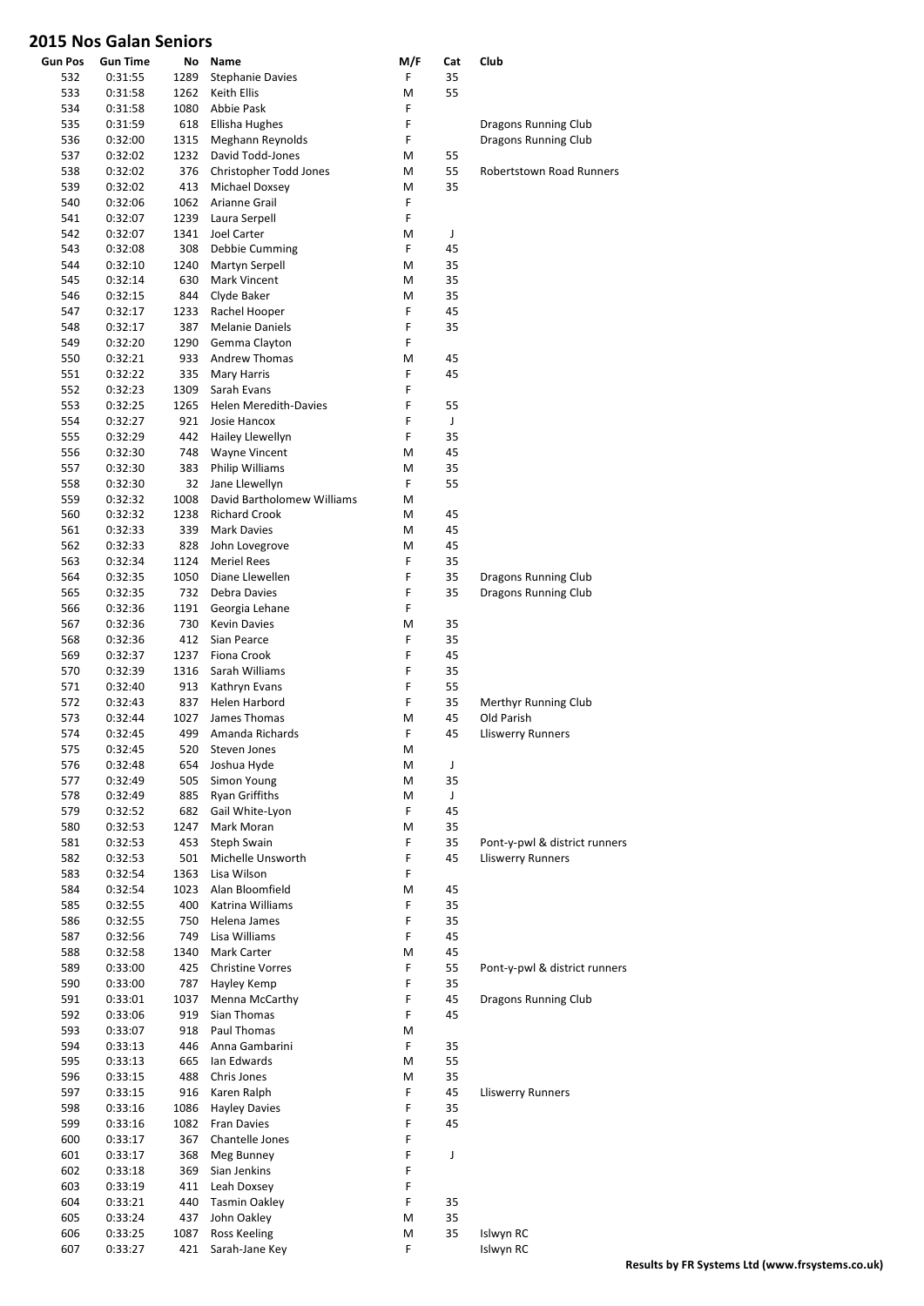# 2015 Nos Galan Seniors

| Gun Pos | Gun Time | No | Name | M/F | Cat | Club |
|---|---|---|---|---|---|---|
| 532 | 0:31:55 | 1289 | Stephanie Davies | F | 35 | |
| 533 | 0:31:58 | 1262 | Keith Ellis | M | 55 | |
| 534 | 0:31:58 | 1080 | Abbie Pask | F | | |
| 535 | 0:31:59 | 618 | Ellisha Hughes | F | | Dragons Running Club |
| 536 | 0:32:00 | 1315 | Meghann Reynolds | F | | Dragons Running Club |
| 537 | 0:32:02 | 1232 | David Todd-Jones | M | 55 | |
| 538 | 0:32:02 | 376 | Christopher Todd Jones | M | 55 | Robertstown Road Runners |
| 539 | 0:32:02 | 413 | Michael Doxsey | M | 35 | |
| 540 | 0:32:06 | 1062 | Arianne Grail | F | | |
| 541 | 0:32:07 | 1239 | Laura Serpell | F | | |
| 542 | 0:32:07 | 1341 | Joel Carter | M | J | |
| 543 | 0:32:08 | 308 | Debbie Cumming | F | 45 | |
| 544 | 0:32:10 | 1240 | Martyn Serpell | M | 35 | |
| 545 | 0:32:14 | 630 | Mark Vincent | M | 35 | |
| 546 | 0:32:15 | 844 | Clyde Baker | M | 35 | |
| 547 | 0:32:17 | 1233 | Rachel Hooper | F | 45 | |
| 548 | 0:32:17 | 387 | Melanie Daniels | F | 35 | |
| 549 | 0:32:20 | 1290 | Gemma Clayton | F | | |
| 550 | 0:32:21 | 933 | Andrew Thomas | M | 45 | |
| 551 | 0:32:22 | 335 | Mary Harris | F | 45 | |
| 552 | 0:32:23 | 1309 | Sarah Evans | F | | |
| 553 | 0:32:25 | 1265 | Helen Meredith-Davies | F | 55 | |
| 554 | 0:32:27 | 921 | Josie Hancox | F | J | |
| 555 | 0:32:29 | 442 | Hailey Llewellyn | F | 35 | |
| 556 | 0:32:30 | 748 | Wayne Vincent | M | 45 | |
| 557 | 0:32:30 | 383 | Philip Williams | M | 35 | |
| 558 | 0:32:30 | 32 | Jane Llewellyn | F | 55 | |
| 559 | 0:32:32 | 1008 | David Bartholomew Williams | M | | |
| 560 | 0:32:32 | 1238 | Richard Crook | M | 45 | |
| 561 | 0:32:33 | 339 | Mark Davies | M | 45 | |
| 562 | 0:32:33 | 828 | John Lovegrove | M | 45 | |
| 563 | 0:32:34 | 1124 | Meriel Rees | F | 35 | |
| 564 | 0:32:35 | 1050 | Diane Llewellen | F | 35 | Dragons Running Club |
| 565 | 0:32:35 | 732 | Debra Davies | F | 35 | Dragons Running Club |
| 566 | 0:32:36 | 1191 | Georgia Lehane | F | | |
| 567 | 0:32:36 | 730 | Kevin Davies | M | 35 | |
| 568 | 0:32:36 | 412 | Sian Pearce | F | 35 | |
| 569 | 0:32:37 | 1237 | Fiona Crook | F | 45 | |
| 570 | 0:32:39 | 1316 | Sarah Williams | F | 35 | |
| 571 | 0:32:40 | 913 | Kathryn Evans | F | 55 | |
| 572 | 0:32:43 | 837 | Helen Harbord | F | 35 | Merthyr Running Club |
| 573 | 0:32:44 | 1027 | James Thomas | M | 45 | Old Parish |
| 574 | 0:32:45 | 499 | Amanda Richards | F | 45 | Lliswerry Runners |
| 575 | 0:32:45 | 520 | Steven Jones | M | | |
| 576 | 0:32:48 | 654 | Joshua Hyde | M | J | |
| 577 | 0:32:49 | 505 | Simon Young | M | 35 | |
| 578 | 0:32:49 | 885 | Ryan Griffiths | M | J | |
| 579 | 0:32:52 | 682 | Gail White-Lyon | F | 45 | |
| 580 | 0:32:53 | 1247 | Mark Moran | M | 35 | |
| 581 | 0:32:53 | 453 | Steph Swain | F | 35 | Pont-y-pwl & district runners |
| 582 | 0:32:53 | 501 | Michelle Unsworth | F | 45 | Lliswerry Runners |
| 583 | 0:32:54 | 1363 | Lisa Wilson | F | | |
| 584 | 0:32:54 | 1023 | Alan Bloomfield | M | 45 | |
| 585 | 0:32:55 | 400 | Katrina Williams | F | 35 | |
| 586 | 0:32:55 | 750 | Helena James | F | 35 | |
| 587 | 0:32:56 | 749 | Lisa Williams | F | 45 | |
| 588 | 0:32:58 | 1340 | Mark Carter | M | 45 | |
| 589 | 0:33:00 | 425 | Christine Vorres | F | 55 | Pont-y-pwl & district runners |
| 590 | 0:33:00 | 787 | Hayley Kemp | F | 35 | |
| 591 | 0:33:01 | 1037 | Menna McCarthy | F | 45 | Dragons Running Club |
| 592 | 0:33:06 | 919 | Sian Thomas | F | 45 | |
| 593 | 0:33:07 | 918 | Paul Thomas | M | | |
| 594 | 0:33:13 | 446 | Anna Gambarini | F | 35 | |
| 595 | 0:33:13 | 665 | Ian Edwards | M | 55 | |
| 596 | 0:33:15 | 488 | Chris Jones | M | 35 | |
| 597 | 0:33:15 | 916 | Karen Ralph | F | 45 | Lliswerry Runners |
| 598 | 0:33:16 | 1086 | Hayley Davies | F | 35 | |
| 599 | 0:33:16 | 1082 | Fran Davies | F | 45 | |
| 600 | 0:33:17 | 367 | Chantelle Jones | F | | |
| 601 | 0:33:17 | 368 | Meg Bunney | F | J | |
| 602 | 0:33:18 | 369 | Sian Jenkins | F | | |
| 603 | 0:33:19 | 411 | Leah Doxsey | F | | |
| 604 | 0:33:21 | 440 | Tasmin Oakley | F | 35 | |
| 605 | 0:33:24 | 437 | John Oakley | M | 35 | |
| 606 | 0:33:25 | 1087 | Ross Keeling | M | 35 | Islwyn RC |
| 607 | 0:33:27 | 421 | Sarah-Jane Key | F | | Islwyn RC |

**Results by FR Systems Ltd (www.frsystems.co.uk)**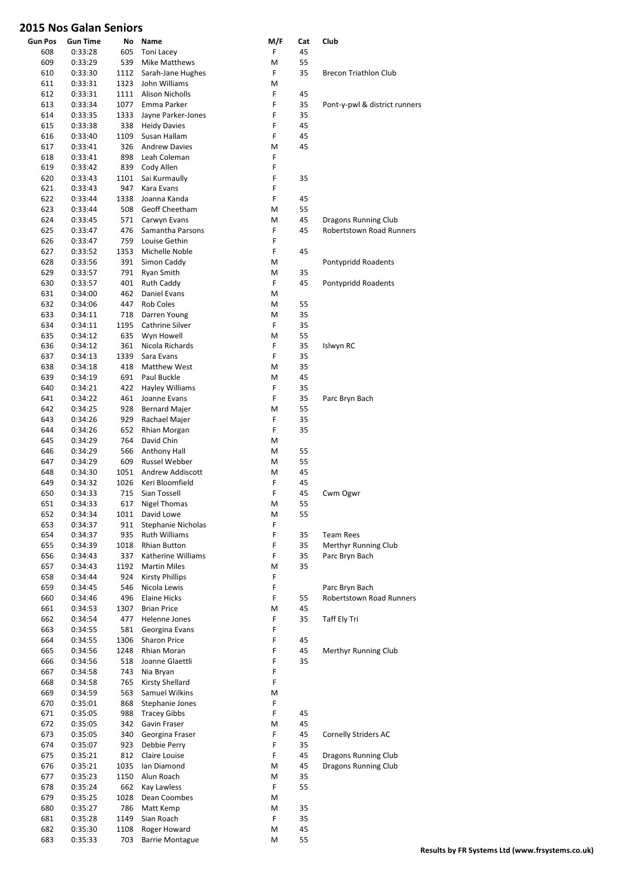# 2015 Nos Galan Seniors

| Gun Pos | Gun Time | No | Name | M/F | Cat | Club |
|---|---|---|---|---|---|---|
| 608 | 0:33:28 | 605 | Toni Lacey | F | 45 | |
| 609 | 0:33:29 | 539 | Mike Matthews | M | 55 | |
| 610 | 0:33:30 | 1112 | Sarah-Jane Hughes | F | 35 | Brecon Triathlon Club |
| 611 | 0:33:31 | 1323 | John Williams | M | | |
| 612 | 0:33:31 | 1111 | Alison Nicholls | F | 45 | |
| 613 | 0:33:34 | 1077 | Emma Parker | F | 35 | Pont-y-pwl & district runners |
| 614 | 0:33:35 | 1333 | Jayne Parker-Jones | F | 35 | |
| 615 | 0:33:38 | 338 | Heidy Davies | F | 45 | |
| 616 | 0:33:40 | 1109 | Susan Hallam | F | 45 | |
| 617 | 0:33:41 | 326 | Andrew Davies | M | 45 | |
| 618 | 0:33:41 | 898 | Leah Coleman | F | | |
| 619 | 0:33:42 | 839 | Cody Allen | F | | |
| 620 | 0:33:43 | 1101 | Sai Kurmaully | F | 35 | |
| 621 | 0:33:43 | 947 | Kara Evans | F | | |
| 622 | 0:33:44 | 1338 | Joanna Kanda | F | 45 | |
| 623 | 0:33:44 | 508 | Geoff Cheetham | M | 55 | |
| 624 | 0:33:45 | 571 | Carwyn Evans | M | 45 | Dragons Running Club |
| 625 | 0:33:47 | 476 | Samantha Parsons | F | 45 | Robertstown Road Runners |
| 626 | 0:33:47 | 759 | Louise Gethin | F | | |
| 627 | 0:33:52 | 1353 | Michelle Noble | F | 45 | |
| 628 | 0:33:56 | 391 | Simon Caddy | M | | Pontypridd Roadents |
| 629 | 0:33:57 | 791 | Ryan Smith | M | 35 | |
| 630 | 0:33:57 | 401 | Ruth Caddy | F | 45 | Pontypridd Roadents |
| 631 | 0:34:00 | 462 | Daniel Evans | M | | |
| 632 | 0:34:06 | 447 | Rob Coles | M | 55 | |
| 633 | 0:34:11 | 718 | Darren Young | M | 35 | |
| 634 | 0:34:11 | 1195 | Cathrine Silver | F | 35 | |
| 635 | 0:34:12 | 635 | Wyn Howell | M | 55 | |
| 636 | 0:34:12 | 361 | Nicola Richards | F | 35 | Islwyn RC |
| 637 | 0:34:13 | 1339 | Sara Evans | F | 35 | |
| 638 | 0:34:18 | 418 | Matthew West | M | 35 | |
| 639 | 0:34:19 | 691 | Paul Buckle | M | 45 | |
| 640 | 0:34:21 | 422 | Hayley Williams | F | 35 | |
| 641 | 0:34:22 | 461 | Joanne Evans | F | 35 | Parc Bryn Bach |
| 642 | 0:34:25 | 928 | Bernard Majer | M | 55 | |
| 643 | 0:34:26 | 929 | Rachael Majer | F | 35 | |
| 644 | 0:34:26 | 652 | Rhian Morgan | F | 35 | |
| 645 | 0:34:29 | 764 | David Chin | M | | |
| 646 | 0:34:29 | 566 | Anthony Hall | M | 55 | |
| 647 | 0:34:29 | 609 | Russel Webber | M | 55 | |
| 648 | 0:34:30 | 1051 | Andrew Addiscott | M | 45 | |
| 649 | 0:34:32 | 1026 | Keri Bloomfield | F | 45 | |
| 650 | 0:34:33 | 715 | Sian Tossell | F | 45 | Cwm Ogwr |
| 651 | 0:34:33 | 617 | Nigel Thomas | M | 55 | |
| 652 | 0:34:34 | 1011 | David Lowe | M | 55 | |
| 653 | 0:34:37 | 911 | Stephanie Nicholas | F | | |
| 654 | 0:34:37 | 935 | Ruth Williams | F | 35 | Team Rees |
| 655 | 0:34:39 | 1018 | Rhian Button | F | 35 | Merthyr Running Club |
| 656 | 0:34:43 | 337 | Katherine Williams | F | 35 | Parc Bryn Bach |
| 657 | 0:34:43 | 1192 | Martin Miles | M | 35 | |
| 658 | 0:34:44 | 924 | Kirsty Phillips | F | | |
| 659 | 0:34:45 | 546 | Nicola Lewis | F | | Parc Bryn Bach |
| 660 | 0:34:46 | 496 | Elaine Hicks | F | 55 | Robertstown Road Runners |
| 661 | 0:34:53 | 1307 | Brian Price | M | 45 | |
| 662 | 0:34:54 | 477 | Helenne Jones | F | 35 | Taff Ely Tri |
| 663 | 0:34:55 | 581 | Georgina Evans | F | | |
| 664 | 0:34:55 | 1306 | Sharon Price | F | 45 | |
| 665 | 0:34:56 | 1248 | Rhian Moran | F | 45 | Merthyr Running Club |
| 666 | 0:34:56 | 518 | Joanne Glaettli | F | 35 | |
| 667 | 0:34:58 | 743 | Nia Bryan | F | | |
| 668 | 0:34:58 | 765 | Kirsty Shellard | F | | |
| 669 | 0:34:59 | 563 | Samuel Wilkins | M | | |
| 670 | 0:35:01 | 868 | Stephanie Jones | F | | |
| 671 | 0:35:05 | 988 | Tracey Gibbs | F | 45 | |
| 672 | 0:35:05 | 342 | Gavin Fraser | M | 45 | |
| 673 | 0:35:05 | 340 | Georgina Fraser | F | 45 | Cornelly Striders AC |
| 674 | 0:35:07 | 923 | Debbie Perry | F | 35 | |
| 675 | 0:35:21 | 812 | Claire Louise | F | 45 | Dragons Running Club |
| 676 | 0:35:21 | 1035 | Ian Diamond | M | 45 | Dragons Running Club |
| 677 | 0:35:23 | 1150 | Alun Roach | M | 35 | |
| 678 | 0:35:24 | 662 | Kay Lawless | F | 55 | |
| 679 | 0:35:25 | 1028 | Dean Coombes | M | | |
| 680 | 0:35:27 | 786 | Matt Kemp | M | 35 | |
| 681 | 0:35:28 | 1149 | Sian Roach | F | 35 | |
| 682 | 0:35:30 | 1108 | Roger Howard | M | 45 | |
| 683 | 0:35:33 | 703 | Barrie Montague | M | 55 | |

**Results by FR Systems Ltd (www.frsystems.co.uk)**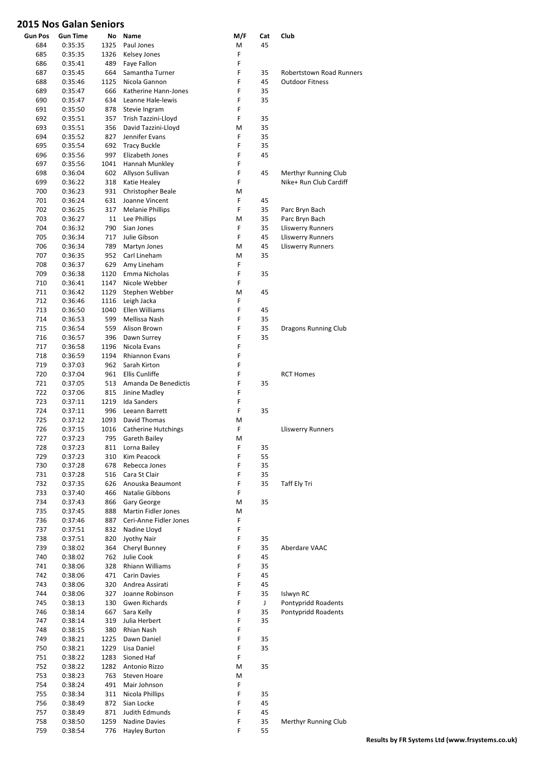# 2015 Nos Galan Seniors

| Gun Pos | Gun Time | No | Name | M/F | Cat | Club |
|---|---|---|---|---|---|---|
| 684 | 0:35:35 | 1325 | Paul Jones | M | 45 | |
| 685 | 0:35:35 | 1326 | Kelsey Jones | F | | |
| 686 | 0:35:41 | 489 | Faye Fallon | F | | |
| 687 | 0:35:45 | 664 | Samantha Turner | F | 35 | Robertstown Road Runners |
| 688 | 0:35:46 | 1125 | Nicola Gannon | F | 45 | Outdoor Fitness |
| 689 | 0:35:47 | 666 | Katherine Hann-Jones | F | 35 | |
| 690 | 0:35:47 | 634 | Leanne Hale-lewis | F | 35 | |
| 691 | 0:35:50 | 878 | Stevie Ingram | F | | |
| 692 | 0:35:51 | 357 | Trish Tazzini-Lloyd | F | 35 | |
| 693 | 0:35:51 | 356 | David Tazzini-Lloyd | M | 35 | |
| 694 | 0:35:52 | 827 | Jennifer Evans | F | 35 | |
| 695 | 0:35:54 | 692 | Tracy Buckle | F | 35 | |
| 696 | 0:35:56 | 997 | Elizabeth Jones | F | 45 | |
| 697 | 0:35:56 | 1041 | Hannah Munkley | F | | |
| 698 | 0:36:04 | 602 | Allyson Sullivan | F | 45 | Merthyr Running Club |
| 699 | 0:36:22 | 318 | Katie Healey | F | | Nike+ Run Club Cardiff |
| 700 | 0:36:23 | 931 | Christopher Beale | M | | |
| 701 | 0:36:24 | 631 | Joanne Vincent | F | 45 | |
| 702 | 0:36:25 | 317 | Melanie Phillips | F | 35 | Parc Bryn Bach |
| 703 | 0:36:27 | 11 | Lee Phillips | M | 35 | Parc Bryn Bach |
| 704 | 0:36:32 | 790 | Sian Jones | F | 35 | Lliswerry Runners |
| 705 | 0:36:34 | 717 | Julie Gibson | F | 45 | Lliswerry Runners |
| 706 | 0:36:34 | 789 | Martyn Jones | M | 45 | Lliswerry Runners |
| 707 | 0:36:35 | 952 | Carl Lineham | M | 35 | |
| 708 | 0:36:37 | 629 | Amy Lineham | F | | |
| 709 | 0:36:38 | 1120 | Emma Nicholas | F | 35 | |
| 710 | 0:36:41 | 1147 | Nicole Webber | F | | |
| 711 | 0:36:42 | 1129 | Stephen Webber | M | 45 | |
| 712 | 0:36:46 | 1116 | Leigh Jacka | F | | |
| 713 | 0:36:50 | 1040 | Ellen Williams | F | 45 | |
| 714 | 0:36:53 | 599 | Mellissa Nash | F | 35 | |
| 715 | 0:36:54 | 559 | Alison Brown | F | 35 | Dragons Running Club |
| 716 | 0:36:57 | 396 | Dawn Surrey | F | 35 | |
| 717 | 0:36:58 | 1196 | Nicola Evans | F | | |
| 718 | 0:36:59 | 1194 | Rhiannon Evans | F | | |
| 719 | 0:37:03 | 962 | Sarah Kirton | F | | |
| 720 | 0:37:04 | 961 | Ellis Cunliffe | F | | RCT Homes |
| 721 | 0:37:05 | 513 | Amanda De Benedictis | F | 35 | |
| 722 | 0:37:06 | 815 | Jinine Madley | F | | |
| 723 | 0:37:11 | 1219 | Ida Sanders | F | | |
| 724 | 0:37:11 | 996 | Leeann Barrett | F | 35 | |
| 725 | 0:37:12 | 1093 | David Thomas | M | | |
| 726 | 0:37:15 | 1016 | Catherine Hutchings | F | | Lliswerry Runners |
| 727 | 0:37:23 | 795 | Gareth Bailey | M | | |
| 728 | 0:37:23 | 811 | Lorna Bailey | F | 35 | |
| 729 | 0:37:23 | 310 | Kim Peacock | F | 55 | |
| 730 | 0:37:28 | 678 | Rebecca Jones | F | 35 | |
| 731 | 0:37:28 | 516 | Cara St Clair | F | 35 | |
| 732 | 0:37:35 | 626 | Anouska Beaumont | F | 35 | Taff Ely Tri |
| 733 | 0:37:40 | 466 | Natalie Gibbons | F | | |
| 734 | 0:37:43 | 866 | Gary George | M | 35 | |
| 735 | 0:37:45 | 888 | Martin Fidler Jones | M | | |
| 736 | 0:37:46 | 887 | Ceri-Anne Fidler Jones | F | | |
| 737 | 0:37:51 | 832 | Nadine Lloyd | F | | |
| 738 | 0:37:51 | 820 | Jyothy Nair | F | 35 | |
| 739 | 0:38:02 | 364 | Cheryl Bunney | F | 35 | Aberdare VAAC |
| 740 | 0:38:02 | 762 | Julie Cook | F | 45 | |
| 741 | 0:38:06 | 328 | Rhiann Williams | F | 35 | |
| 742 | 0:38:06 | 471 | Carin Davies | F | 45 | |
| 743 | 0:38:06 | 320 | Andrea Assirati | F | 45 | |
| 744 | 0:38:06 | 327 | Joanne Robinson | F | 35 | Islwyn RC |
| 745 | 0:38:13 | 130 | Gwen Richards | F | J | Pontypridd Roadents |
| 746 | 0:38:14 | 667 | Sara Kelly | F | 35 | Pontypridd Roadents |
| 747 | 0:38:14 | 319 | Julia Herbert | F | 35 | |
| 748 | 0:38:15 | 380 | Rhian Nash | F | | |
| 749 | 0:38:21 | 1225 | Dawn Daniel | F | 35 | |
| 750 | 0:38:21 | 1229 | Lisa Daniel | F | 35 | |
| 751 | 0:38:22 | 1283 | Sioned Haf | F | | |
| 752 | 0:38:22 | 1282 | Antonio Rizzo | M | 35 | |
| 753 | 0:38:23 | 763 | Steven Hoare | M | | |
| 754 | 0:38:24 | 491 | Mair Johnson | F | | |
| 755 | 0:38:34 | 311 | Nicola Phillips | F | 35 | |
| 756 | 0:38:49 | 872 | Sian Locke | F | 45 | |
| 757 | 0:38:49 | 871 | Judith Edmunds | F | 45 | |
| 758 | 0:38:50 | 1259 | Nadine Davies | F | 35 | Merthyr Running Club |
| 759 | 0:38:54 | 776 | Hayley Burton | F | 55 | |

**Results by FR Systems Ltd (www.frsystems.co.uk)**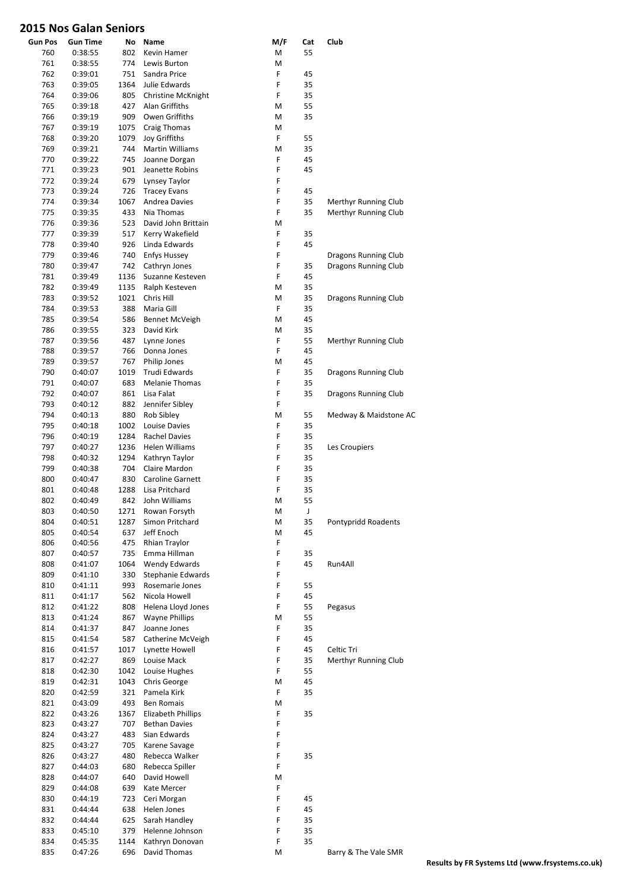## 2015 Nos Galan Seniors

| Gun Pos | Gun Time | No | Name | M/F | Cat | Club |
|---|---|---|---|---|---|---|
| 760 | 0:38:55 | 802 | Kevin Hamer | M | 55 | |
| 761 | 0:38:55 | 774 | Lewis Burton | M | | |
| 762 | 0:39:01 | 751 | Sandra Price | F | 45 | |
| 763 | 0:39:05 | 1364 | Julie Edwards | F | 35 | |
| 764 | 0:39:06 | 805 | Christine McKnight | F | 35 | |
| 765 | 0:39:18 | 427 | Alan Griffiths | M | 55 | |
| 766 | 0:39:19 | 909 | Owen Griffiths | M | 35 | |
| 767 | 0:39:19 | 1075 | Craig Thomas | M | | |
| 768 | 0:39:20 | 1079 | Joy Griffiths | F | 55 | |
| 769 | 0:39:21 | 744 | Martin Williams | M | 35 | |
| 770 | 0:39:22 | 745 | Joanne Dorgan | F | 45 | |
| 771 | 0:39:23 | 901 | Jeanette Robins | F | 45 | |
| 772 | 0:39:24 | 679 | Lynsey Taylor | F | | |
| 773 | 0:39:24 | 726 | Tracey Evans | F | 45 | |
| 774 | 0:39:34 | 1067 | Andrea Davies | F | 35 | Merthyr Running Club |
| 775 | 0:39:35 | 433 | Nia Thomas | F | 35 | Merthyr Running Club |
| 776 | 0:39:36 | 523 | David John Brittain | M | | |
| 777 | 0:39:39 | 517 | Kerry Wakefield | F | 35 | |
| 778 | 0:39:40 | 926 | Linda Edwards | F | 45 | |
| 779 | 0:39:46 | 740 | Enfys Hussey | F | | Dragons Running Club |
| 780 | 0:39:47 | 742 | Cathryn Jones | F | 35 | Dragons Running Club |
| 781 | 0:39:49 | 1136 | Suzanne Kesteven | F | 45 | |
| 782 | 0:39:49 | 1135 | Ralph Kesteven | M | 35 | |
| 783 | 0:39:52 | 1021 | Chris Hill | M | 35 | Dragons Running Club |
| 784 | 0:39:53 | 388 | Maria Gill | F | 35 | |
| 785 | 0:39:54 | 586 | Bennet McVeigh | M | 45 | |
| 786 | 0:39:55 | 323 | David Kirk | M | 35 | |
| 787 | 0:39:56 | 487 | Lynne Jones | F | 55 | Merthyr Running Club |
| 788 | 0:39:57 | 766 | Donna Jones | F | 45 | |
| 789 | 0:39:57 | 767 | Philip Jones | M | 45 | |
| 790 | 0:40:07 | 1019 | Trudi Edwards | F | 35 | Dragons Running Club |
| 791 | 0:40:07 | 683 | Melanie Thomas | F | 35 | |
| 792 | 0:40:07 | 861 | Lisa Falat | F | 35 | Dragons Running Club |
| 793 | 0:40:12 | 882 | Jennifer Sibley | F | | |
| 794 | 0:40:13 | 880 | Rob Sibley | M | 55 | Medway & Maidstone AC |
| 795 | 0:40:18 | 1002 | Louise Davies | F | 35 | |
| 796 | 0:40:19 | 1284 | Rachel Davies | F | 35 | |
| 797 | 0:40:27 | 1236 | Helen Williams | F | 35 | Les Croupiers |
| 798 | 0:40:32 | 1294 | Kathryn Taylor | F | 35 | |
| 799 | 0:40:38 | 704 | Claire Mardon | F | 35 | |
| 800 | 0:40:47 | 830 | Caroline Garnett | F | 35 | |
| 801 | 0:40:48 | 1288 | Lisa Pritchard | F | 35 | |
| 802 | 0:40:49 | 842 | John Williams | M | 55 | |
| 803 | 0:40:50 | 1271 | Rowan Forsyth | M | J | |
| 804 | 0:40:51 | 1287 | Simon Pritchard | M | 35 | Pontypridd Roadents |
| 805 | 0:40:54 | 637 | Jeff Enoch | M | 45 | |
| 806 | 0:40:56 | 475 | Rhian Traylor | F | | |
| 807 | 0:40:57 | 735 | Emma Hillman | F | 35 | |
| 808 | 0:41:07 | 1064 | Wendy Edwards | F | 45 | Run4All |
| 809 | 0:41:10 | 330 | Stephanie Edwards | F | | |
| 810 | 0:41:11 | 993 | Rosemarie Jones | F | 55 | |
| 811 | 0:41:17 | 562 | Nicola Howell | F | 45 | |
| 812 | 0:41:22 | 808 | Helena Lloyd Jones | F | 55 | Pegasus |
| 813 | 0:41:24 | 867 | Wayne Phillips | M | 55 | |
| 814 | 0:41:37 | 847 | Joanne Jones | F | 35 | |
| 815 | 0:41:54 | 587 | Catherine McVeigh | F | 45 | |
| 816 | 0:41:57 | 1017 | Lynette Howell | F | 45 | Celtic Tri |
| 817 | 0:42:27 | 869 | Louise Mack | F | 35 | Merthyr Running Club |
| 818 | 0:42:30 | 1042 | Louise Hughes | F | 55 | |
| 819 | 0:42:31 | 1043 | Chris George | M | 45 | |
| 820 | 0:42:59 | 321 | Pamela Kirk | F | 35 | |
| 821 | 0:43:09 | 493 | Ben Romais | M | | |
| 822 | 0:43:26 | 1367 | Elizabeth Phillips | F | 35 | |
| 823 | 0:43:27 | 707 | Bethan Davies | F | | |
| 824 | 0:43:27 | 483 | Sian Edwards | F | | |
| 825 | 0:43:27 | 705 | Karene Savage | F | | |
| 826 | 0:43:27 | 480 | Rebecca Walker | F | 35 | |
| 827 | 0:44:03 | 680 | Rebecca Spiller | F | | |
| 828 | 0:44:07 | 640 | David Howell | M | | |
| 829 | 0:44:08 | 639 | Kate Mercer | F | | |
| 830 | 0:44:19 | 723 | Ceri Morgan | F | 45 | |
| 831 | 0:44:44 | 638 | Helen Jones | F | 45 | |
| 832 | 0:44:44 | 625 | Sarah Handley | F | 35 | |
| 833 | 0:45:10 | 379 | Helenne Johnson | F | 35 | |
| 834 | 0:45:35 | 1144 | Kathryn Donovan | F | 35 | |
| 835 | 0:47:26 | 696 | David Thomas | M | | Barry & The Vale SMR |

**Results by FR Systems Ltd (www.frsystems.co.uk)**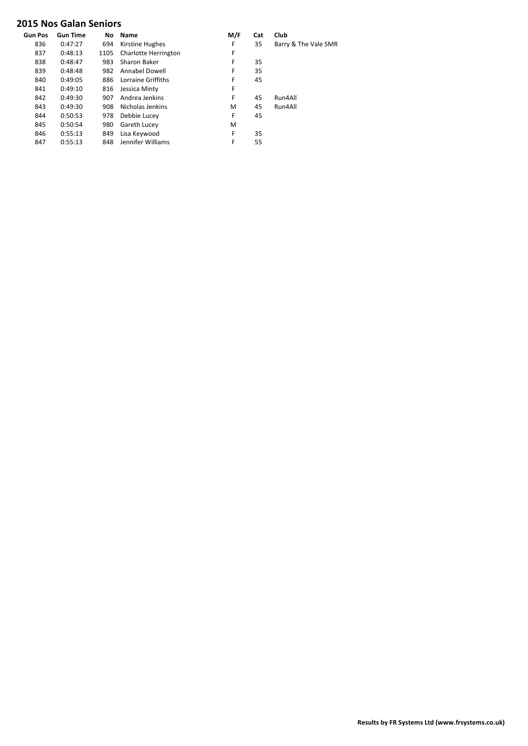## 2015 Nos Galan Seniors

| Gun Pos | Gun Time | No | Name | M/F | Cat | Club |
|---|---|---|---|---|---|---|
| 836 | 0:47:27 | 694 | Kirstine Hughes | F | 35 | Barry & The Vale SMR |
| 837 | 0:48:13 | 1105 | Charlotte Herrington | F | | |
| 838 | 0:48:47 | 983 | Sharon Baker | F | 35 | |
| 839 | 0:48:48 | 982 | Annabel Dowell | F | 35 | |
| 840 | 0:49:05 | 886 | Lorraine Griffiths | F | 45 | |
| 841 | 0:49:10 | 816 | Jessica Minty | F | | |
| 842 | 0:49:30 | 907 | Andrea Jenkins | F | 45 | Run4All |
| 843 | 0:49:30 | 908 | Nicholas Jenkins | M | 45 | Run4All |
| 844 | 0:50:53 | 978 | Debbie Lucey | F | 45 | |
| 845 | 0:50:54 | 980 | Gareth Lucey | M | | |
| 846 | 0:55:13 | 849 | Lisa Keywood | F | 35 | |
| 847 | 0:55:13 | 848 | Jennifer Williams | F | 55 | |

**Results by FR Systems Ltd (www.frsystems.co.uk)**